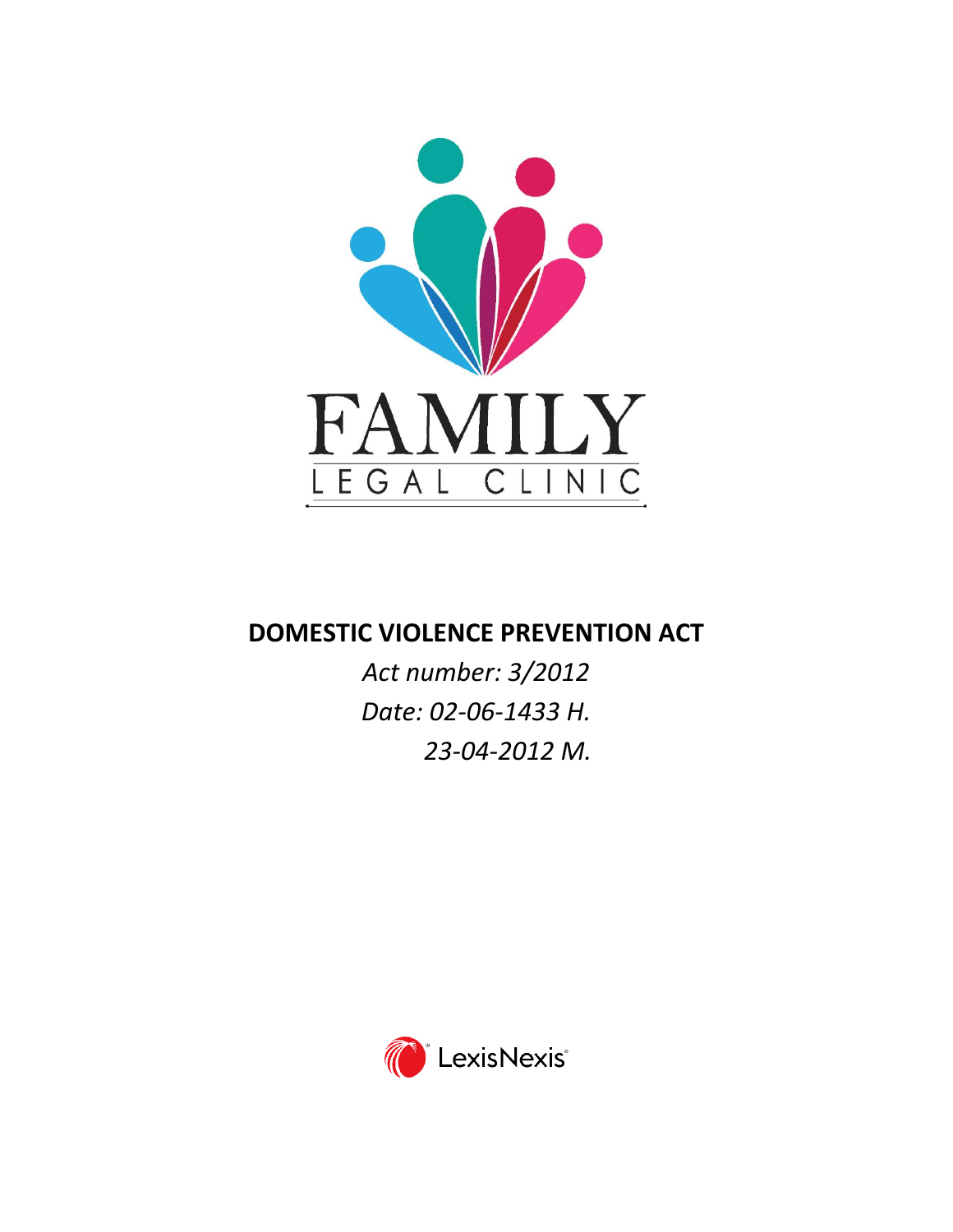FAMILY

LEGAL CLINIC

# DOMESTIC VIOLENCE PREVENTION ACT

*Act number: 3/2012*

*Date: 02-06-1433 H.*

*23-04-2012 M.*

LexisNexis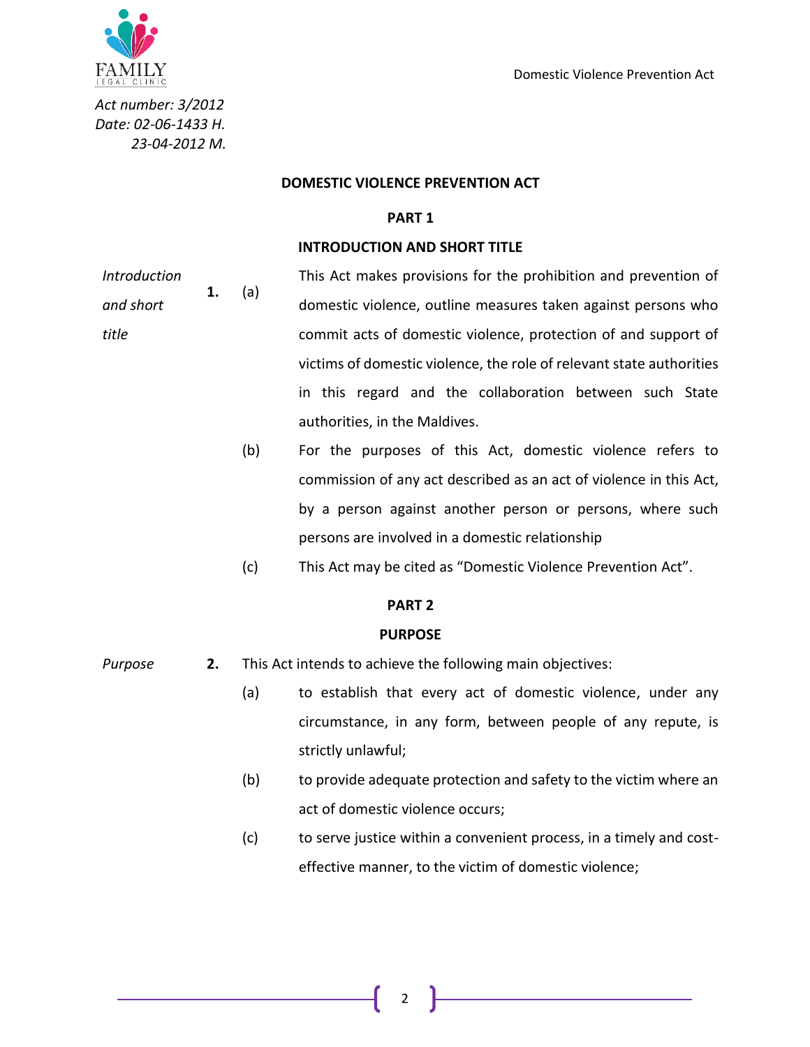*Act number: 3/2012*
*Date: 02-06-1433 H.*
*23-04-2012 M.*

# DOMESTIC VIOLENCE PREVENTION ACT

## PART 1

## INTRODUCTION AND SHORT TITLE

*Introduction and short title*

**1.** (a) This Act makes provisions for the prohibition and prevention of domestic violence, outline measures taken against persons who commit acts of domestic violence, protection of and support of victims of domestic violence, the role of relevant state authorities in this regard and the collaboration between such State authorities, in the Maldives.

(b) For the purposes of this Act, domestic violence refers to commission of any act described as an act of violence in this Act, by a person against another person or persons, where such persons are involved in a domestic relationship

(c) This Act may be cited as "Domestic Violence Prevention Act".

## PART 2

## PURPOSE

*Purpose*

**2.** This Act intends to achieve the following main objectives:

(a) to establish that every act of domestic violence, under any circumstance, in any form, between people of any repute, is strictly unlawful;

(b) to provide adequate protection and safety to the victim where an act of domestic violence occurs;

(c) to serve justice within a convenient process, in a timely and cost-effective manner, to the victim of domestic violence;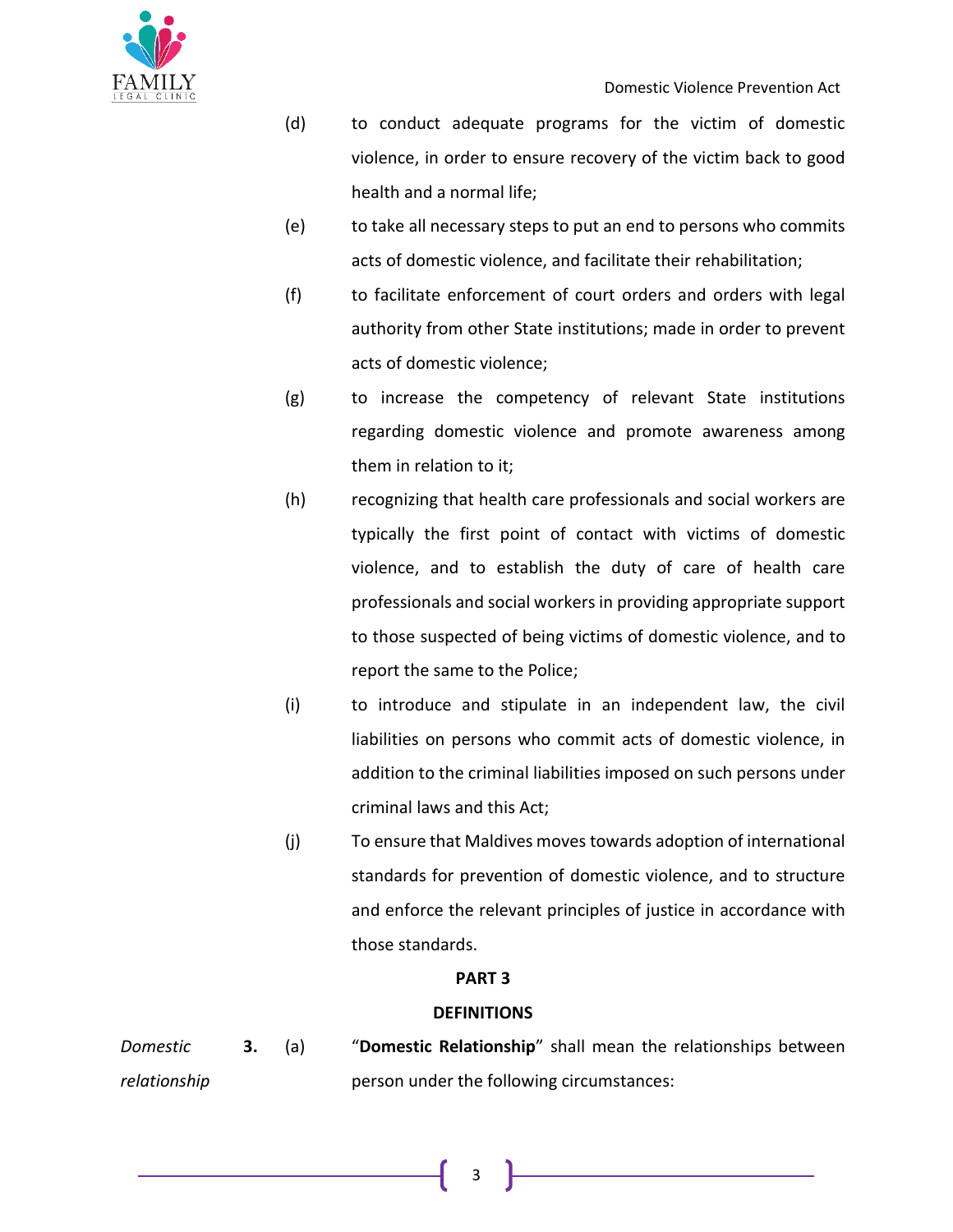(d) to conduct adequate programs for the victim of domestic violence, in order to ensure recovery of the victim back to good health and a normal life;

(e) to take all necessary steps to put an end to persons who commits acts of domestic violence, and facilitate their rehabilitation;

(f) to facilitate enforcement of court orders and orders with legal authority from other State institutions; made in order to prevent acts of domestic violence;

(g) to increase the competency of relevant State institutions regarding domestic violence and promote awareness among them in relation to it;

(h) recognizing that health care professionals and social workers are typically the first point of contact with victims of domestic violence, and to establish the duty of care of health care professionals and social workers in providing appropriate support to those suspected of being victims of domestic violence, and to report the same to the Police;

(i) to introduce and stipulate in an independent law, the civil liabilities on persons who commit acts of domestic violence, in addition to the criminal liabilities imposed on such persons under criminal laws and this Act;

(j) To ensure that Maldives moves towards adoption of international standards for prevention of domestic violence, and to structure and enforce the relevant principles of justice in accordance with those standards.

## PART 3

## DEFINITIONS

*Domestic relationship*

**3.** (a) "**Domestic Relationship**" shall mean the relationships between person under the following circumstances: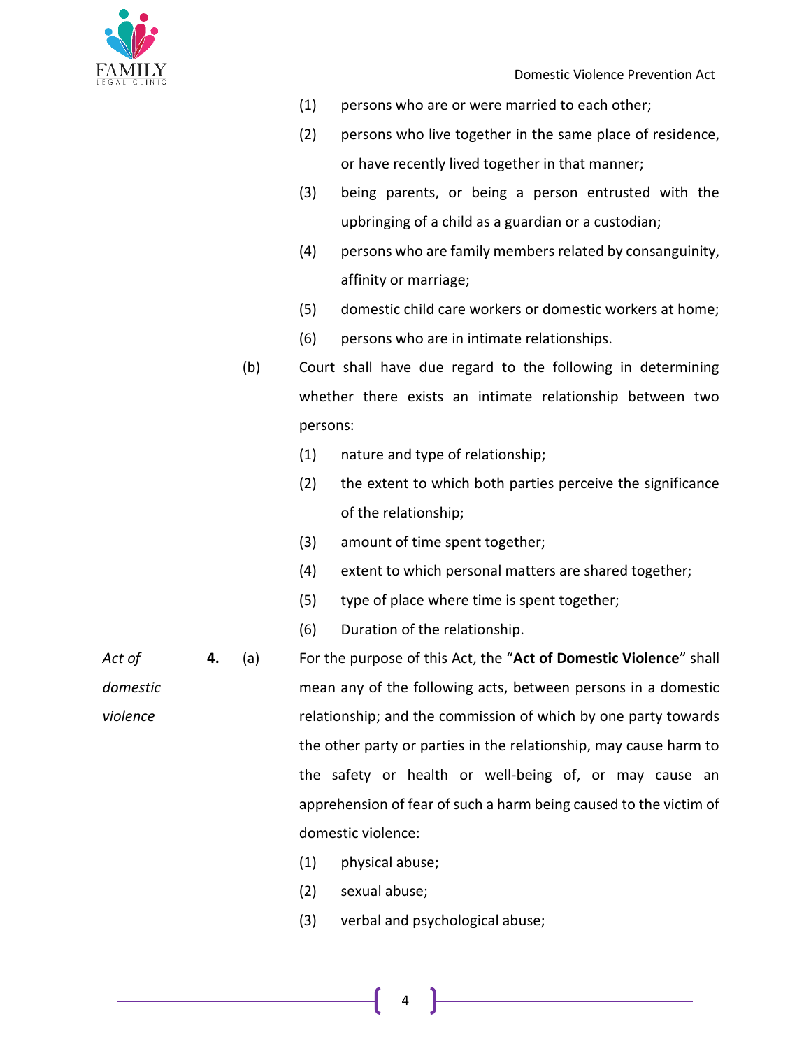(1) persons who are or were married to each other;

(2) persons who live together in the same place of residence, or have recently lived together in that manner;

(3) being parents, or being a person entrusted with the upbringing of a child as a guardian or a custodian;

(4) persons who are family members related by consanguinity, affinity or marriage;

(5) domestic child care workers or domestic workers at home;

(6) persons who are in intimate relationships.

(b) Court shall have due regard to the following in determining whether there exists an intimate relationship between two persons:

(1) nature and type of relationship;

(2) the extent to which both parties perceive the significance of the relationship;

(3) amount of time spent together;

(4) extent to which personal matters are shared together;

(5) type of place where time is spent together;

(6) Duration of the relationship.

*Act of domestic violence*

**4.** (a) For the purpose of this Act, the "**Act of Domestic Violence**" shall mean any of the following acts, between persons in a domestic relationship; and the commission of which by one party towards the other party or parties in the relationship, may cause harm to the safety or health or well-being of, or may cause an apprehension of fear of such a harm being caused to the victim of domestic violence:

(1) physical abuse;

(2) sexual abuse;

(3) verbal and psychological abuse;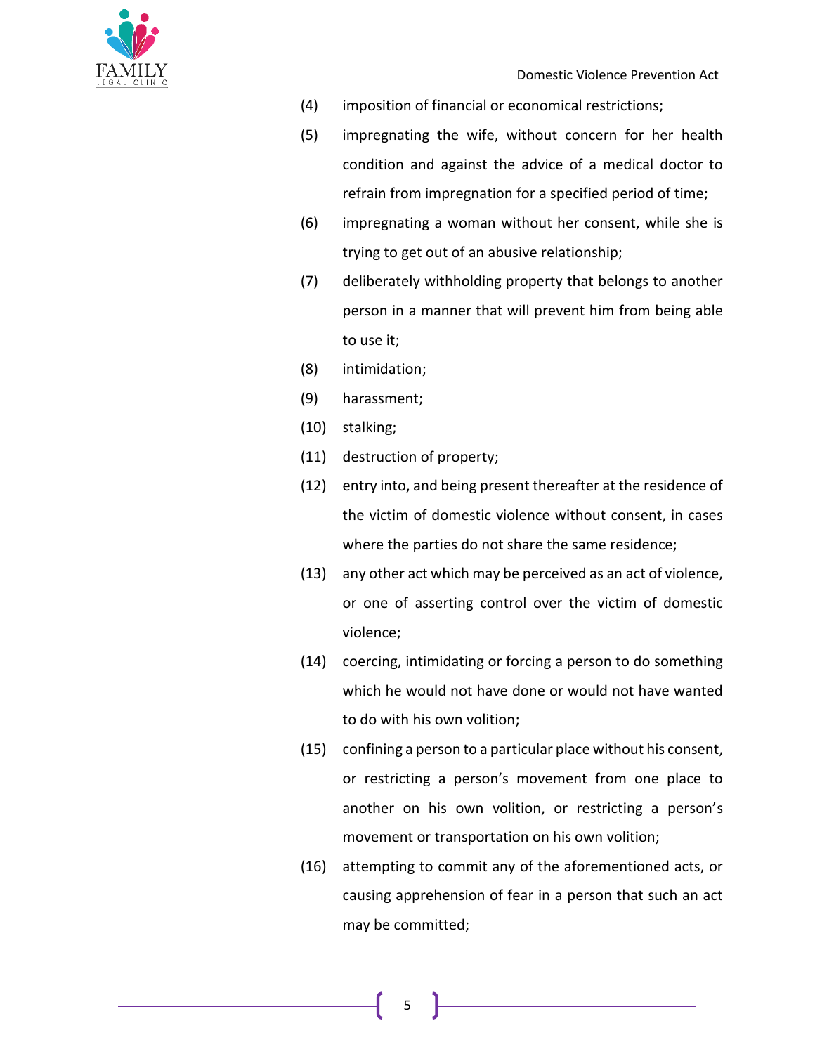(4) imposition of financial or economical restrictions;

(5) impregnating the wife, without concern for her health condition and against the advice of a medical doctor to refrain from impregnation for a specified period of time;

(6) impregnating a woman without her consent, while she is trying to get out of an abusive relationship;

(7) deliberately withholding property that belongs to another person in a manner that will prevent him from being able to use it;

(8) intimidation;

(9) harassment;

(10) stalking;

(11) destruction of property;

(12) entry into, and being present thereafter at the residence of the victim of domestic violence without consent, in cases where the parties do not share the same residence;

(13) any other act which may be perceived as an act of violence, or one of asserting control over the victim of domestic violence;

(14) coercing, intimidating or forcing a person to do something which he would not have done or would not have wanted to do with his own volition;

(15) confining a person to a particular place without his consent, or restricting a person's movement from one place to another on his own volition, or restricting a person's movement or transportation on his own volition;

(16) attempting to commit any of the aforementioned acts, or causing apprehension of fear in a person that such an act may be committed;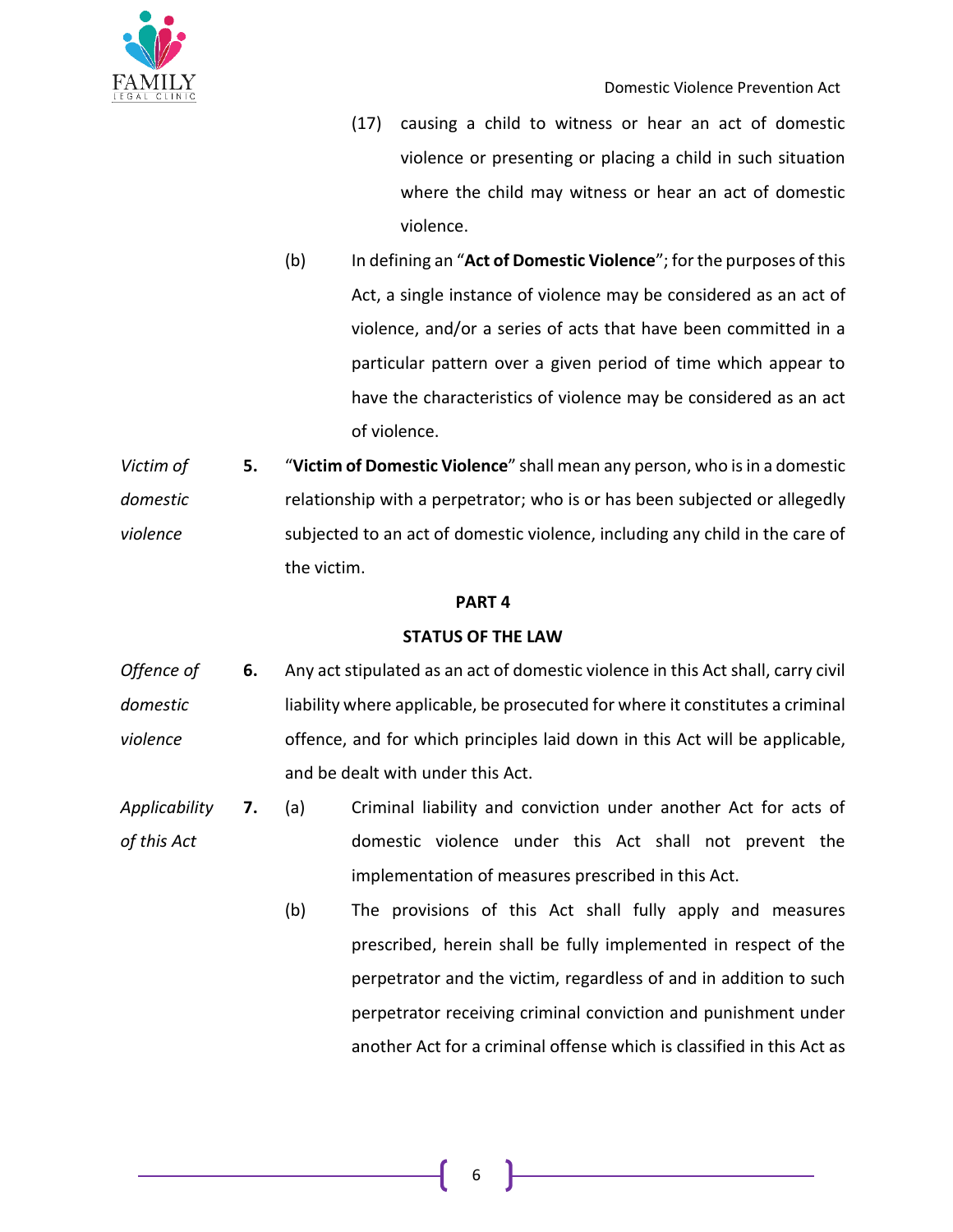(17) causing a child to witness or hear an act of domestic violence or presenting or placing a child in such situation where the child may witness or hear an act of domestic violence.

(b) In defining an "**Act of Domestic Violence**"; for the purposes of this Act, a single instance of violence may be considered as an act of violence, and/or a series of acts that have been committed in a particular pattern over a given period of time which appear to have the characteristics of violence may be considered as an act of violence.

*Victim of domestic violence*

**5.** "**Victim of Domestic Violence**" shall mean any person, who is in a domestic relationship with a perpetrator; who is or has been subjected or allegedly subjected to an act of domestic violence, including any child in the care of the victim.

## PART 4

## STATUS OF THE LAW

*Offence of domestic violence*

**6.** Any act stipulated as an act of domestic violence in this Act shall, carry civil liability where applicable, be prosecuted for where it constitutes a criminal offence, and for which principles laid down in this Act will be applicable, and be dealt with under this Act.

*Applicability of this Act*

**7.** (a) Criminal liability and conviction under another Act for acts of domestic violence under this Act shall not prevent the implementation of measures prescribed in this Act.

(b) The provisions of this Act shall fully apply and measures prescribed, herein shall be fully implemented in respect of the perpetrator and the victim, regardless of and in addition to such perpetrator receiving criminal conviction and punishment under another Act for a criminal offense which is classified in this Act as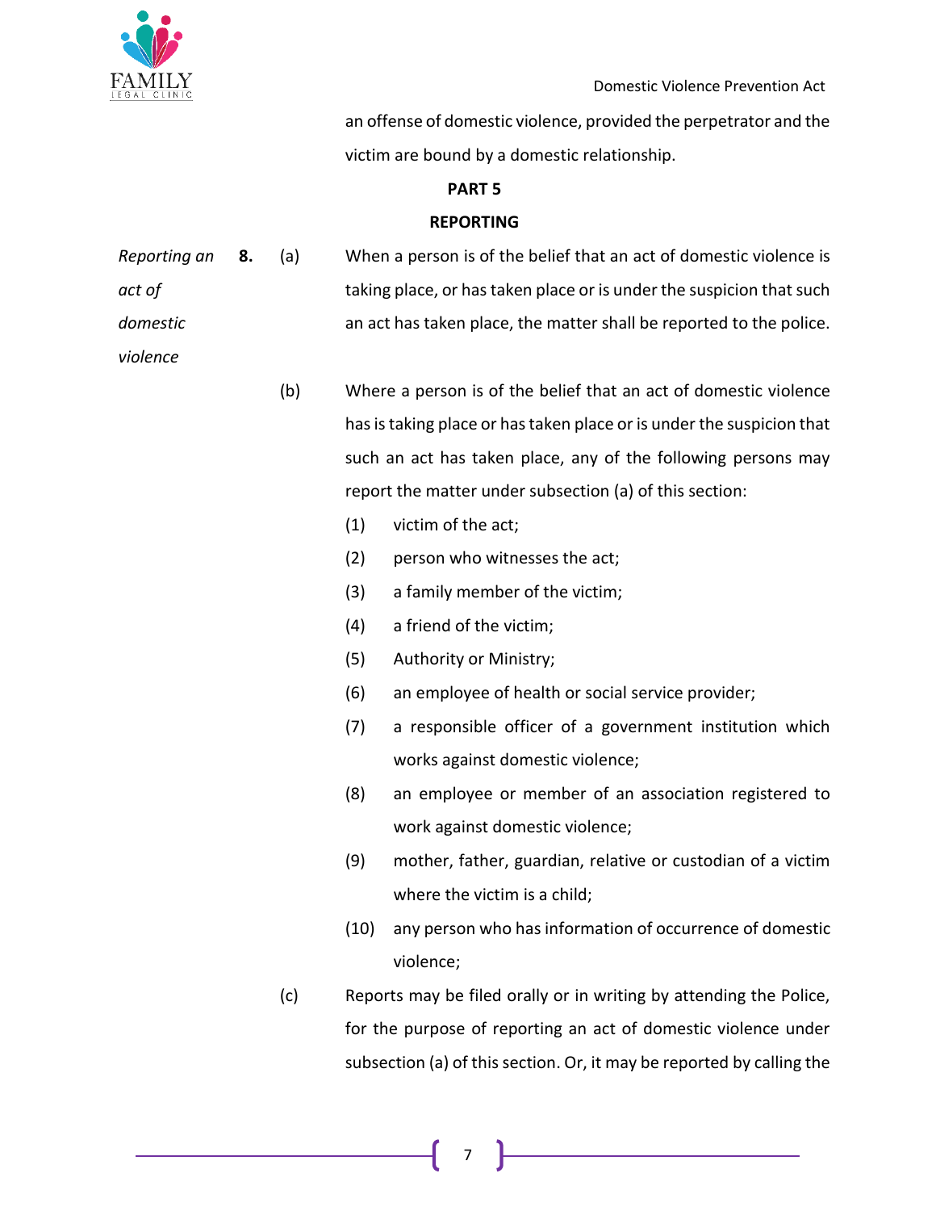an offense of domestic violence, provided the perpetrator and the victim are bound by a domestic relationship.

## PART 5

## REPORTING

*Reporting an act of domestic violence*

**8.** (a) When a person is of the belief that an act of domestic violence is taking place, or has taken place or is under the suspicion that such an act has taken place, the matter shall be reported to the police.

(b) Where a person is of the belief that an act of domestic violence has is taking place or has taken place or is under the suspicion that such an act has taken place, any of the following persons may report the matter under subsection (a) of this section:

(1) victim of the act;

(2) person who witnesses the act;

(3) a family member of the victim;

(4) a friend of the victim;

(5) Authority or Ministry;

(6) an employee of health or social service provider;

(7) a responsible officer of a government institution which works against domestic violence;

(8) an employee or member of an association registered to work against domestic violence;

(9) mother, father, guardian, relative or custodian of a victim where the victim is a child;

(10) any person who has information of occurrence of domestic violence;

(c) Reports may be filed orally or in writing by attending the Police, for the purpose of reporting an act of domestic violence under subsection (a) of this section. Or, it may be reported by calling the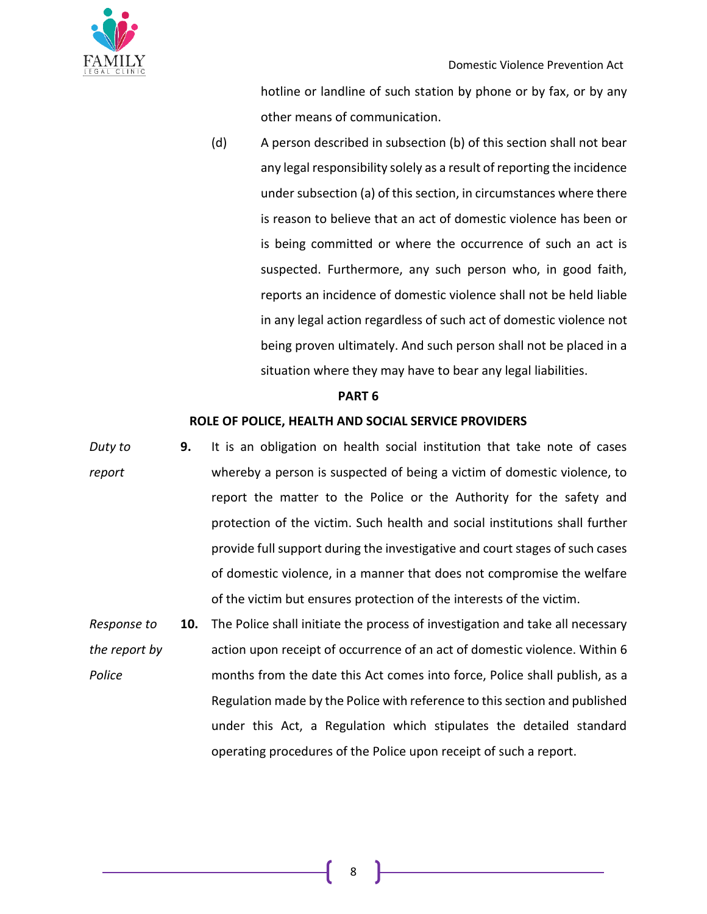hotline or landline of such station by phone or by fax, or by any other means of communication.

(d) A person described in subsection (b) of this section shall not bear any legal responsibility solely as a result of reporting the incidence under subsection (a) of this section, in circumstances where there is reason to believe that an act of domestic violence has been or is being committed or where the occurrence of such an act is suspected. Furthermore, any such person who, in good faith, reports an incidence of domestic violence shall not be held liable in any legal action regardless of such act of domestic violence not being proven ultimately. And such person shall not be placed in a situation where they may have to bear any legal liabilities.

## PART 6

## ROLE OF POLICE, HEALTH AND SOCIAL SERVICE PROVIDERS

*Duty to report*

**9.** It is an obligation on health social institution that take note of cases whereby a person is suspected of being a victim of domestic violence, to report the matter to the Police or the Authority for the safety and protection of the victim. Such health and social institutions shall further provide full support during the investigative and court stages of such cases of domestic violence, in a manner that does not compromise the welfare of the victim but ensures protection of the interests of the victim.

*Response to the report by Police*

**10.** The Police shall initiate the process of investigation and take all necessary action upon receipt of occurrence of an act of domestic violence. Within 6 months from the date this Act comes into force, Police shall publish, as a Regulation made by the Police with reference to this section and published under this Act, a Regulation which stipulates the detailed standard operating procedures of the Police upon receipt of such a report.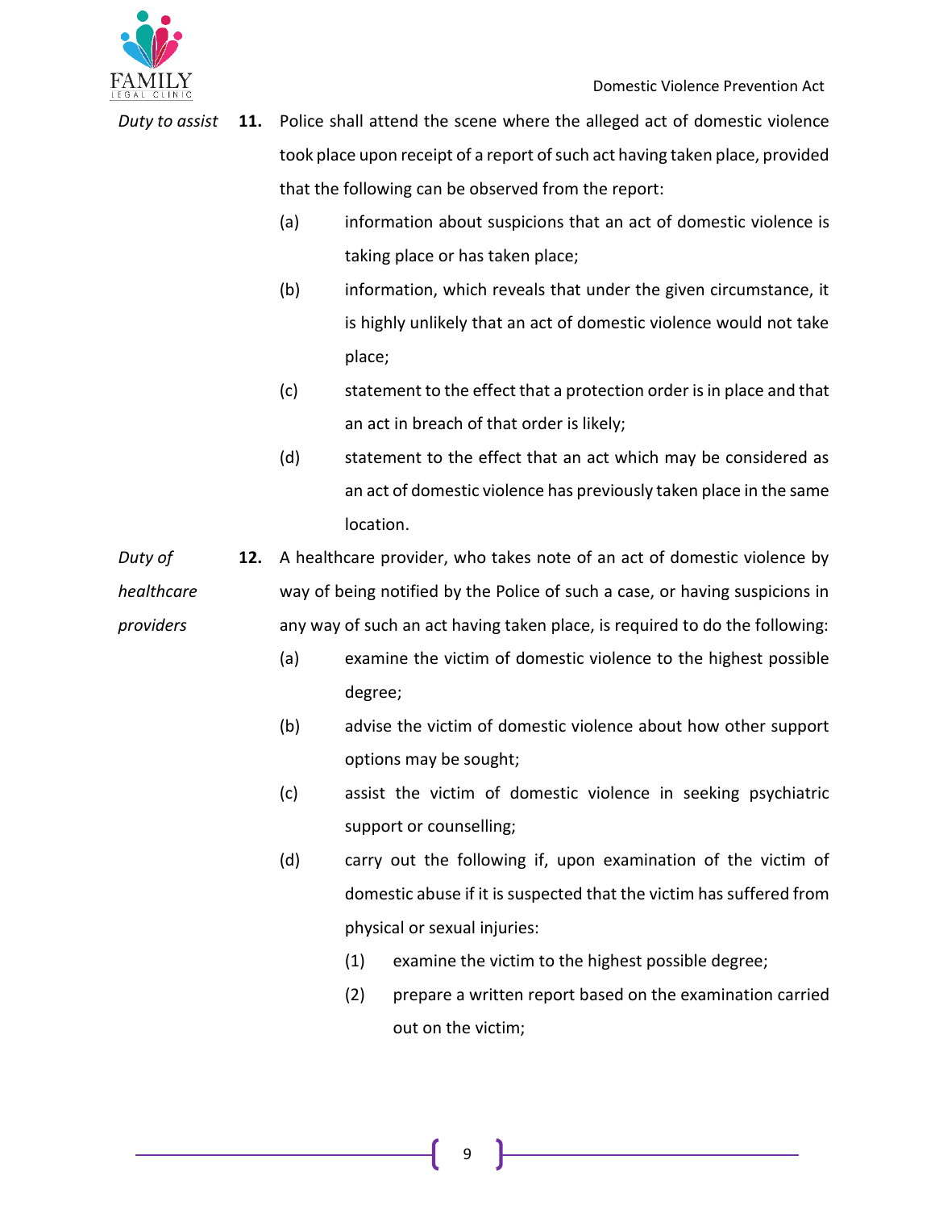*Duty to assist*

**11.** Police shall attend the scene where the alleged act of domestic violence took place upon receipt of a report of such act having taken place, provided that the following can be observed from the report:

(a) information about suspicions that an act of domestic violence is taking place or has taken place;

(b) information, which reveals that under the given circumstance, it is highly unlikely that an act of domestic violence would not take place;

(c) statement to the effect that a protection order is in place and that an act in breach of that order is likely;

(d) statement to the effect that an act which may be considered as an act of domestic violence has previously taken place in the same location.

*Duty of healthcare providers*

**12.** A healthcare provider, who takes note of an act of domestic violence by way of being notified by the Police of such a case, or having suspicions in any way of such an act having taken place, is required to do the following:

(a) examine the victim of domestic violence to the highest possible degree;

(b) advise the victim of domestic violence about how other support options may be sought;

(c) assist the victim of domestic violence in seeking psychiatric support or counselling;

(d) carry out the following if, upon examination of the victim of domestic abuse if it is suspected that the victim has suffered from physical or sexual injuries:

(1) examine the victim to the highest possible degree;

(2) prepare a written report based on the examination carried out on the victim;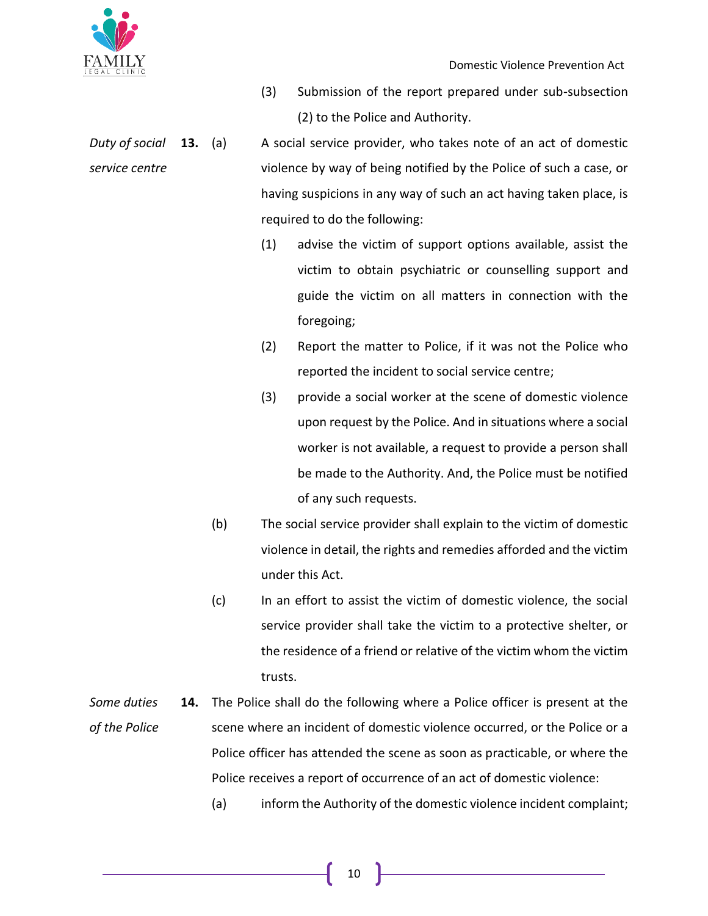(3) Submission of the report prepared under sub-subsection (2) to the Police and Authority.

*Duty of social service centre*

**13.** (a) A social service provider, who takes note of an act of domestic violence by way of being notified by the Police of such a case, or having suspicions in any way of such an act having taken place, is required to do the following:

(1) advise the victim of support options available, assist the victim to obtain psychiatric or counselling support and guide the victim on all matters in connection with the foregoing;

(2) Report the matter to Police, if it was not the Police who reported the incident to social service centre;

(3) provide a social worker at the scene of domestic violence upon request by the Police. And in situations where a social worker is not available, a request to provide a person shall be made to the Authority. And, the Police must be notified of any such requests.

(b) The social service provider shall explain to the victim of domestic violence in detail, the rights and remedies afforded and the victim under this Act.

(c) In an effort to assist the victim of domestic violence, the social service provider shall take the victim to a protective shelter, or the residence of a friend or relative of the victim whom the victim trusts.

*Some duties of the Police*

**14.** The Police shall do the following where a Police officer is present at the scene where an incident of domestic violence occurred, or the Police or a Police officer has attended the scene as soon as practicable, or where the Police receives a report of occurrence of an act of domestic violence:

(a) inform the Authority of the domestic violence incident complaint;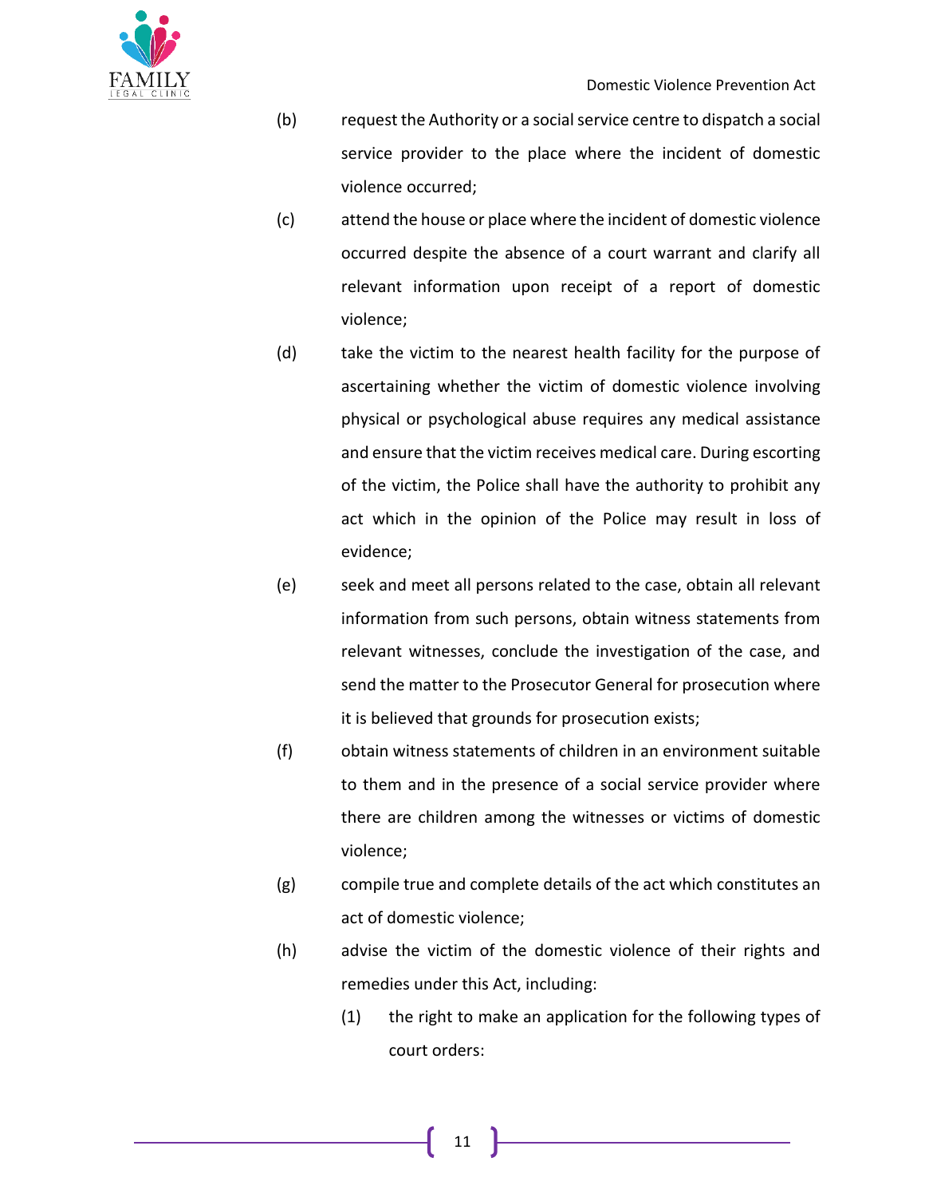(b) request the Authority or a social service centre to dispatch a social service provider to the place where the incident of domestic violence occurred;

(c) attend the house or place where the incident of domestic violence occurred despite the absence of a court warrant and clarify all relevant information upon receipt of a report of domestic violence;

(d) take the victim to the nearest health facility for the purpose of ascertaining whether the victim of domestic violence involving physical or psychological abuse requires any medical assistance and ensure that the victim receives medical care. During escorting of the victim, the Police shall have the authority to prohibit any act which in the opinion of the Police may result in loss of evidence;

(e) seek and meet all persons related to the case, obtain all relevant information from such persons, obtain witness statements from relevant witnesses, conclude the investigation of the case, and send the matter to the Prosecutor General for prosecution where it is believed that grounds for prosecution exists;

(f) obtain witness statements of children in an environment suitable to them and in the presence of a social service provider where there are children among the witnesses or victims of domestic violence;

(g) compile true and complete details of the act which constitutes an act of domestic violence;

(h) advise the victim of the domestic violence of their rights and remedies under this Act, including:

    (1) the right to make an application for the following types of court orders: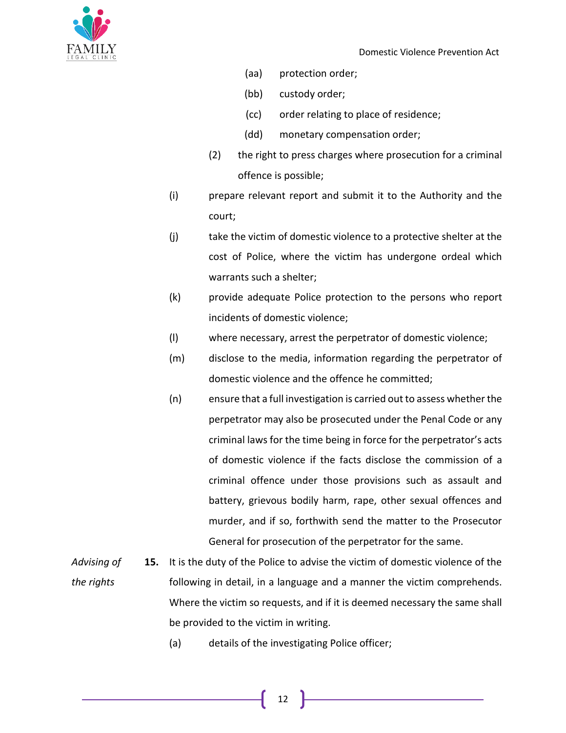(aa) protection order;

(bb) custody order;

(cc) order relating to place of residence;

(dd) monetary compensation order;

(2) the right to press charges where prosecution for a criminal offence is possible;

(i) prepare relevant report and submit it to the Authority and the court;

(j) take the victim of domestic violence to a protective shelter at the cost of Police, where the victim has undergone ordeal which warrants such a shelter;

(k) provide adequate Police protection to the persons who report incidents of domestic violence;

(l) where necessary, arrest the perpetrator of domestic violence;

(m) disclose to the media, information regarding the perpetrator of domestic violence and the offence he committed;

(n) ensure that a full investigation is carried out to assess whether the perpetrator may also be prosecuted under the Penal Code or any criminal laws for the time being in force for the perpetrator's acts of domestic violence if the facts disclose the commission of a criminal offence under those provisions such as assault and battery, grievous bodily harm, rape, other sexual offences and murder, and if so, forthwith send the matter to the Prosecutor General for prosecution of the perpetrator for the same.

*Advising of the rights*

**15.** It is the duty of the Police to advise the victim of domestic violence of the following in detail, in a language and a manner the victim comprehends. Where the victim so requests, and if it is deemed necessary the same shall be provided to the victim in writing.

(a) details of the investigating Police officer;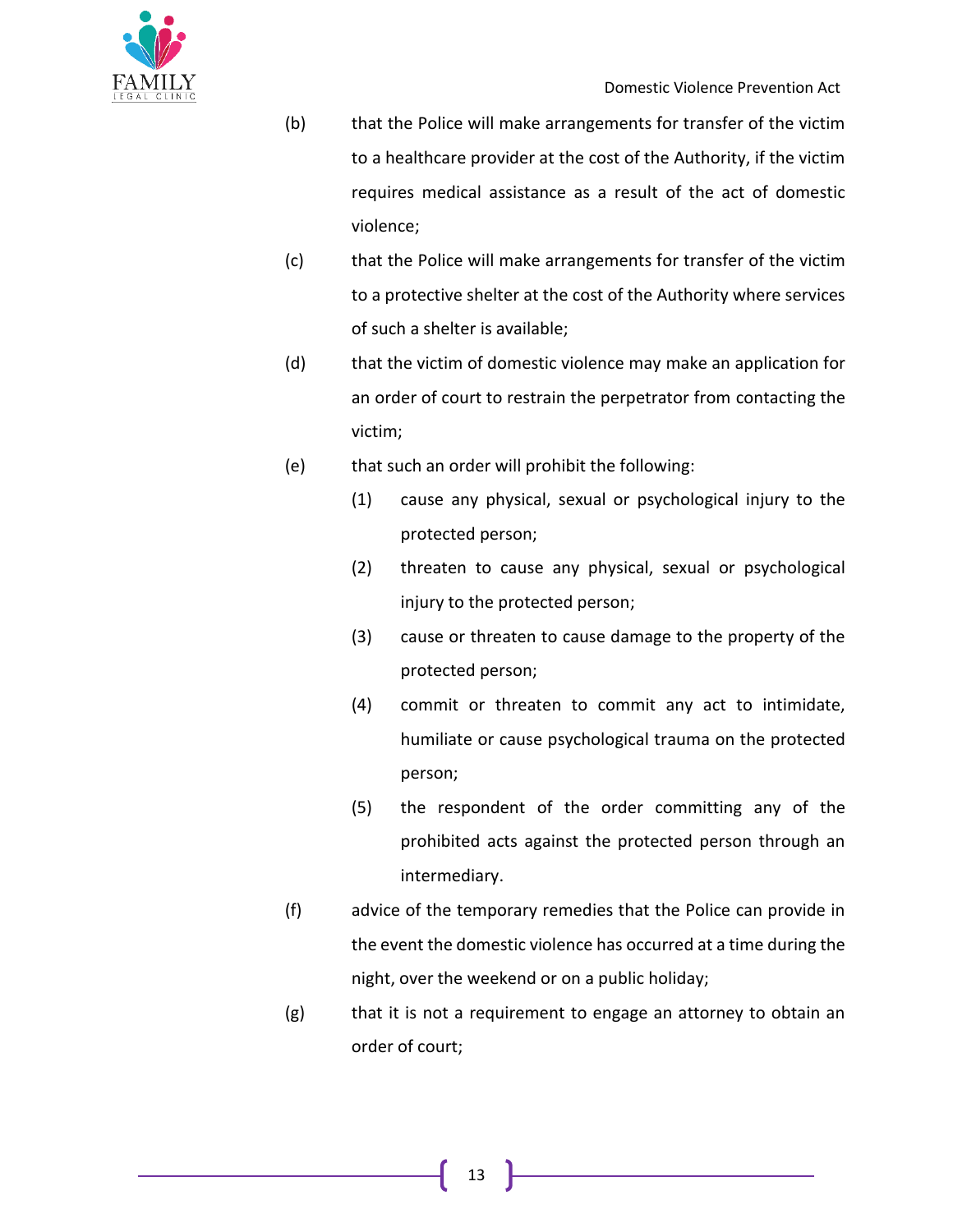(b) that the Police will make arrangements for transfer of the victim to a healthcare provider at the cost of the Authority, if the victim requires medical assistance as a result of the act of domestic violence;

(c) that the Police will make arrangements for transfer of the victim to a protective shelter at the cost of the Authority where services of such a shelter is available;

(d) that the victim of domestic violence may make an application for an order of court to restrain the perpetrator from contacting the victim;

(e) that such an order will prohibit the following:

   (1) cause any physical, sexual or psychological injury to the protected person;

   (2) threaten to cause any physical, sexual or psychological injury to the protected person;

   (3) cause or threaten to cause damage to the property of the protected person;

   (4) commit or threaten to commit any act to intimidate, humiliate or cause psychological trauma on the protected person;

   (5) the respondent of the order committing any of the prohibited acts against the protected person through an intermediary.

(f) advice of the temporary remedies that the Police can provide in the event the domestic violence has occurred at a time during the night, over the weekend or on a public holiday;

(g) that it is not a requirement to engage an attorney to obtain an order of court;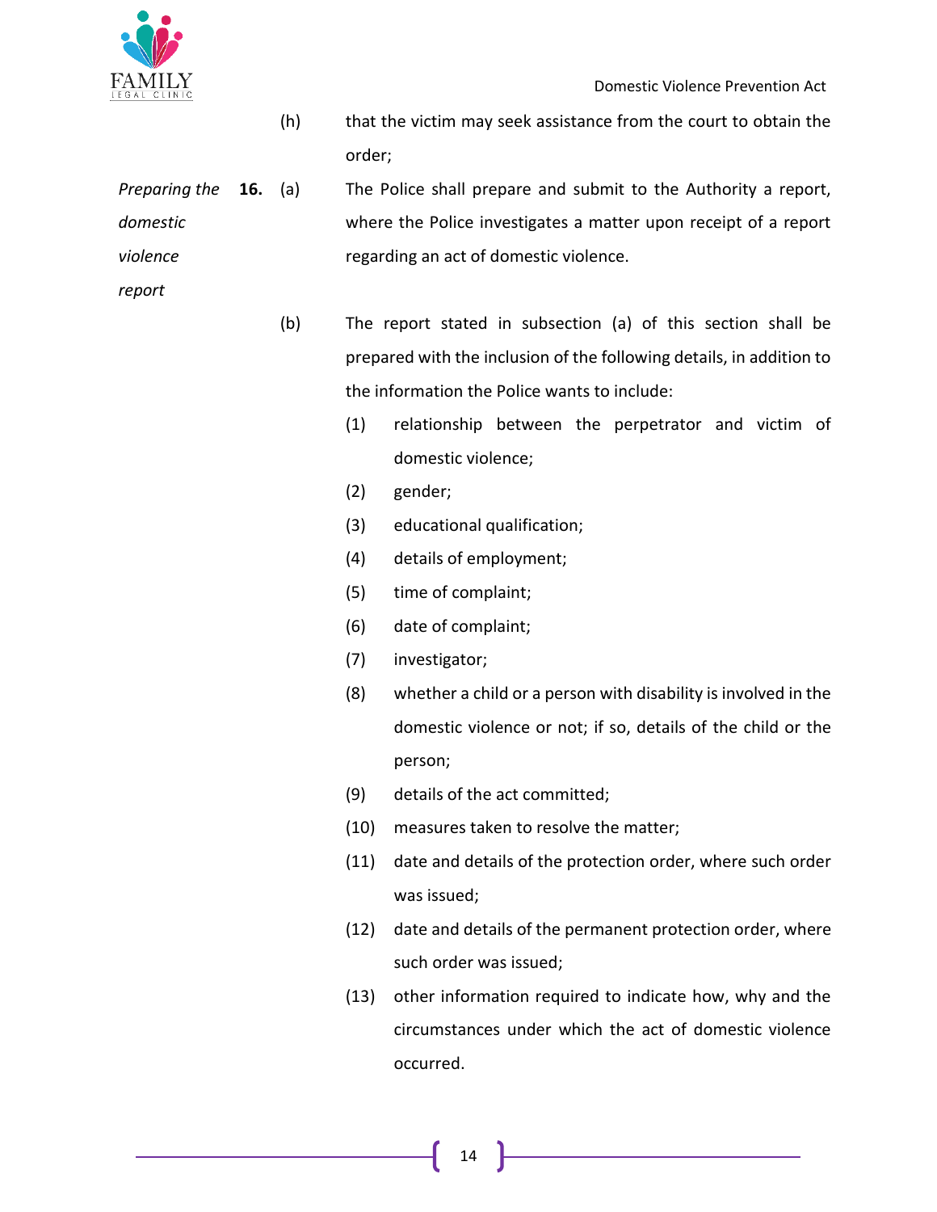(h) that the victim may seek assistance from the court to obtain the order;

*Preparing the domestic violence report*

**16.** (a) The Police shall prepare and submit to the Authority a report, where the Police investigates a matter upon receipt of a report regarding an act of domestic violence.

(b) The report stated in subsection (a) of this section shall be prepared with the inclusion of the following details, in addition to the information the Police wants to include:

(1) relationship between the perpetrator and victim of domestic violence;

(2) gender;

(3) educational qualification;

(4) details of employment;

(5) time of complaint;

(6) date of complaint;

(7) investigator;

(8) whether a child or a person with disability is involved in the domestic violence or not; if so, details of the child or the person;

(9) details of the act committed;

(10) measures taken to resolve the matter;

(11) date and details of the protection order, where such order was issued;

(12) date and details of the permanent protection order, where such order was issued;

(13) other information required to indicate how, why and the circumstances under which the act of domestic violence occurred.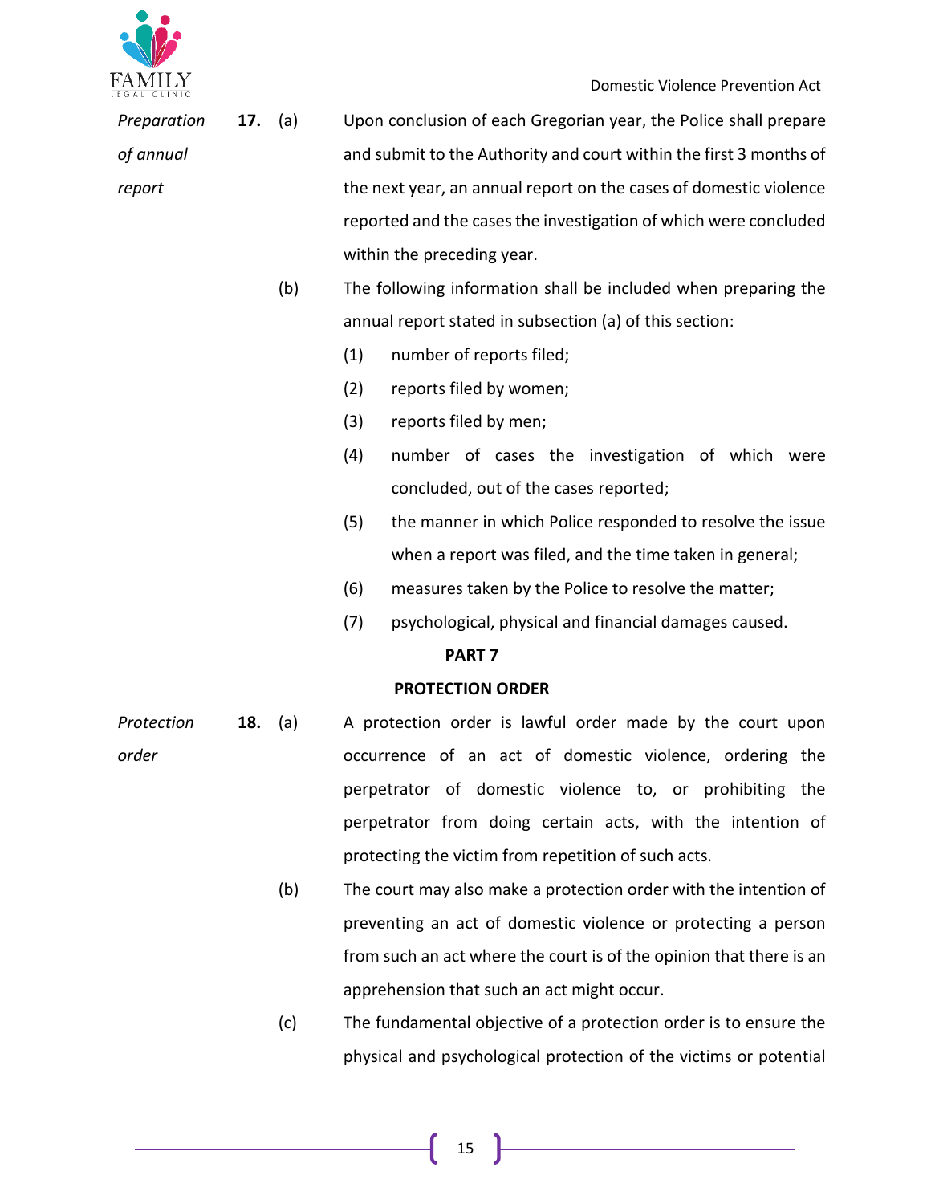*Preparation of annual report*

**17.** (a) Upon conclusion of each Gregorian year, the Police shall prepare and submit to the Authority and court within the first 3 months of the next year, an annual report on the cases of domestic violence reported and the cases the investigation of which were concluded within the preceding year.

(b) The following information shall be included when preparing the annual report stated in subsection (a) of this section:

(1) number of reports filed;

(2) reports filed by women;

(3) reports filed by men;

(4) number of cases the investigation of which were concluded, out of the cases reported;

(5) the manner in which Police responded to resolve the issue when a report was filed, and the time taken in general;

(6) measures taken by the Police to resolve the matter;

(7) psychological, physical and financial damages caused.

## PART 7

## PROTECTION ORDER

*Protection order*

**18.** (a) A protection order is lawful order made by the court upon occurrence of an act of domestic violence, ordering the perpetrator of domestic violence to, or prohibiting the perpetrator from doing certain acts, with the intention of protecting the victim from repetition of such acts.

(b) The court may also make a protection order with the intention of preventing an act of domestic violence or protecting a person from such an act where the court is of the opinion that there is an apprehension that such an act might occur.

(c) The fundamental objective of a protection order is to ensure the physical and psychological protection of the victims or potential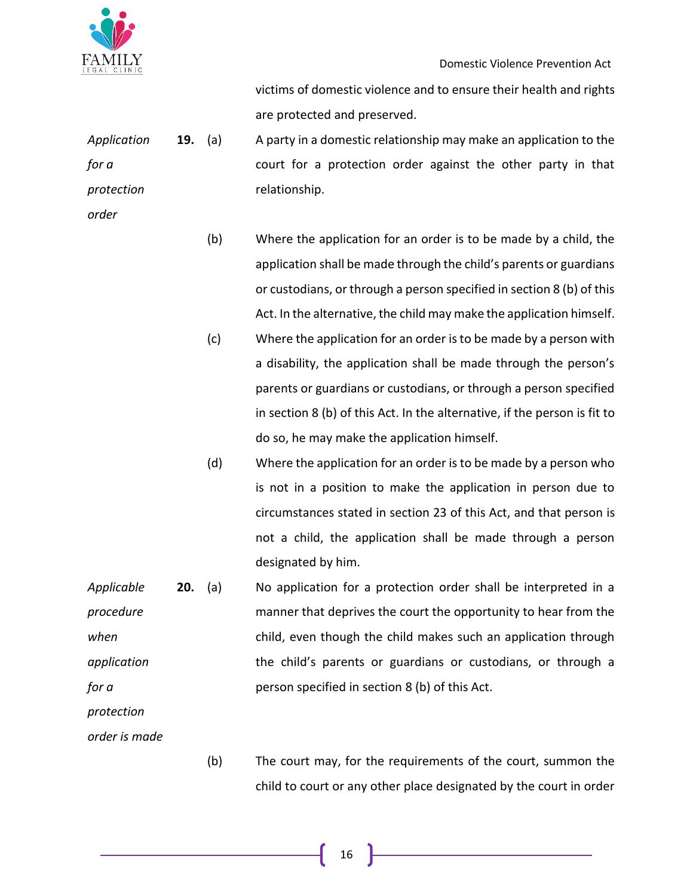victims of domestic violence and to ensure their health and rights are protected and preserved.

*Application for a protection order*

**19.** (a) A party in a domestic relationship may make an application to the court for a protection order against the other party in that relationship.

(b) Where the application for an order is to be made by a child, the application shall be made through the child's parents or guardians or custodians, or through a person specified in section 8 (b) of this Act. In the alternative, the child may make the application himself.

(c) Where the application for an order is to be made by a person with a disability, the application shall be made through the person's parents or guardians or custodians, or through a person specified in section 8 (b) of this Act. In the alternative, if the person is fit to do so, he may make the application himself.

(d) Where the application for an order is to be made by a person who is not in a position to make the application in person due to circumstances stated in section 23 of this Act, and that person is not a child, the application shall be made through a person designated by him.

*Applicable procedure when application for a protection order is made*

**20.** (a) No application for a protection order shall be interpreted in a manner that deprives the court the opportunity to hear from the child, even though the child makes such an application through the child's parents or guardians or custodians, or through a person specified in section 8 (b) of this Act.

(b) The court may, for the requirements of the court, summon the child to court or any other place designated by the court in order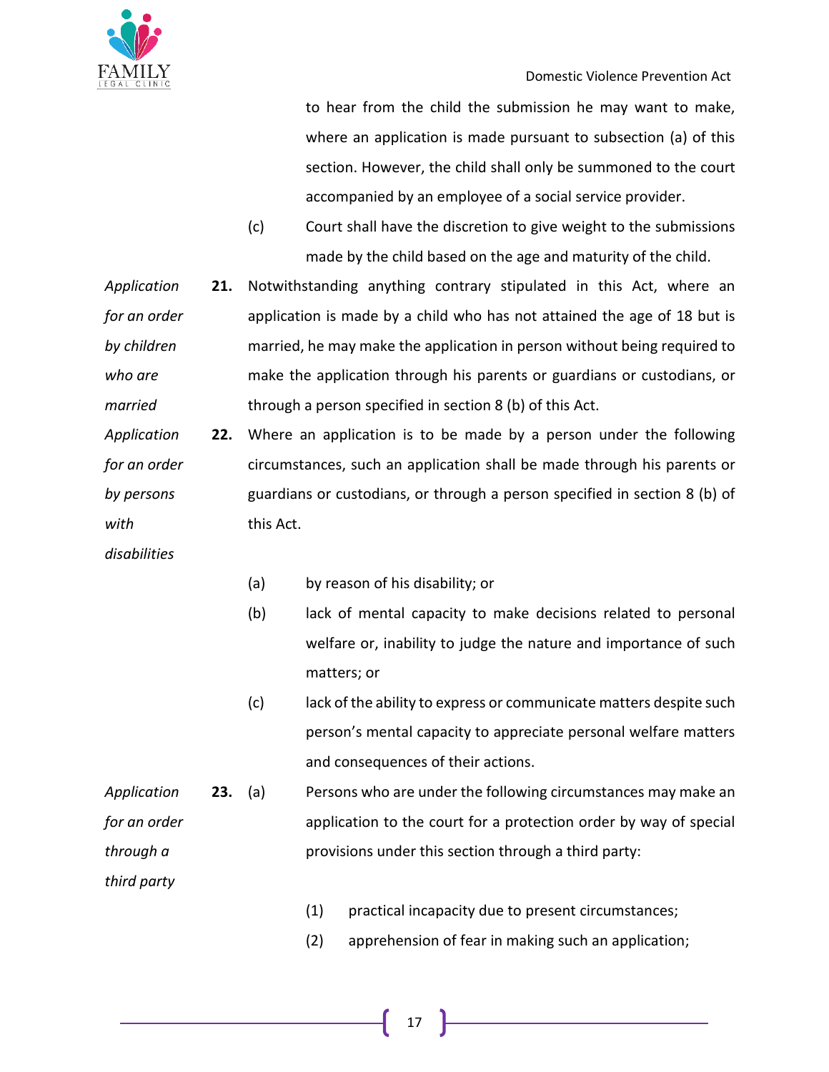to hear from the child the submission he may want to make, where an application is made pursuant to subsection (a) of this section. However, the child shall only be summoned to the court accompanied by an employee of a social service provider.

(c) Court shall have the discretion to give weight to the submissions made by the child based on the age and maturity of the child.

*Application for an order by children who are married*

**21.** Notwithstanding anything contrary stipulated in this Act, where an application is made by a child who has not attained the age of 18 but is married, he may make the application in person without being required to make the application through his parents or guardians or custodians, or through a person specified in section 8 (b) of this Act.

*Application for an order by persons with disabilities*

**22.** Where an application is to be made by a person under the following circumstances, such an application shall be made through his parents or guardians or custodians, or through a person specified in section 8 (b) of this Act.

(a) by reason of his disability; or

(b) lack of mental capacity to make decisions related to personal welfare or, inability to judge the nature and importance of such matters; or

(c) lack of the ability to express or communicate matters despite such person's mental capacity to appreciate personal welfare matters and consequences of their actions.

*Application for an order through a third party*

**23.** (a) Persons who are under the following circumstances may make an application to the court for a protection order by way of special provisions under this section through a third party:

(1) practical incapacity due to present circumstances;

(2) apprehension of fear in making such an application;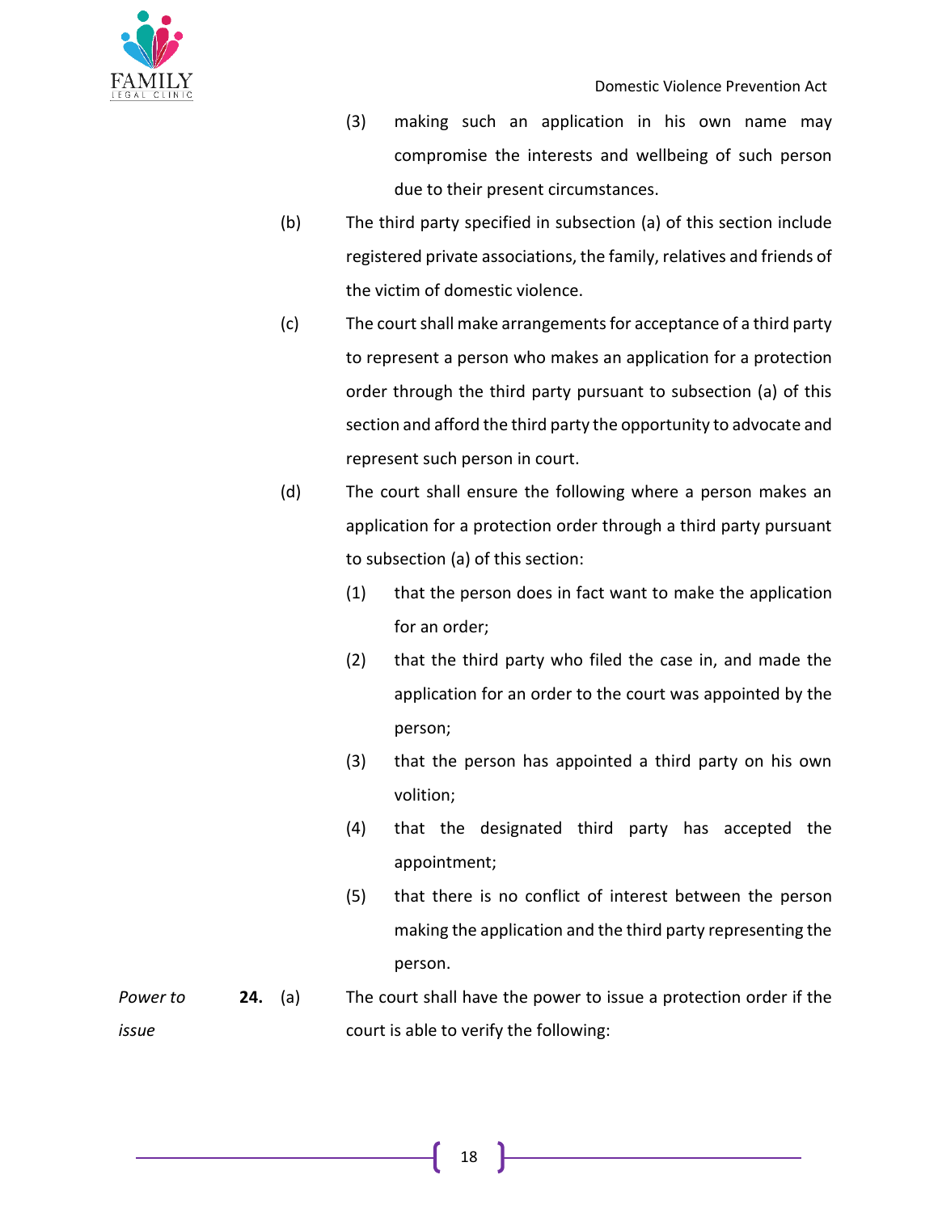(3) making such an application in his own name may compromise the interests and wellbeing of such person due to their present circumstances.

(b) The third party specified in subsection (a) of this section include registered private associations, the family, relatives and friends of the victim of domestic violence.

(c) The court shall make arrangements for acceptance of a third party to represent a person who makes an application for a protection order through the third party pursuant to subsection (a) of this section and afford the third party the opportunity to advocate and represent such person in court.

(d) The court shall ensure the following where a person makes an application for a protection order through a third party pursuant to subsection (a) of this section:

(1) that the person does in fact want to make the application for an order;

(2) that the third party who filed the case in, and made the application for an order to the court was appointed by the person;

(3) that the person has appointed a third party on his own volition;

(4) that the designated third party has accepted the appointment;

(5) that there is no conflict of interest between the person making the application and the third party representing the person.

*Power to issue*

**24.** (a) The court shall have the power to issue a protection order if the court is able to verify the following: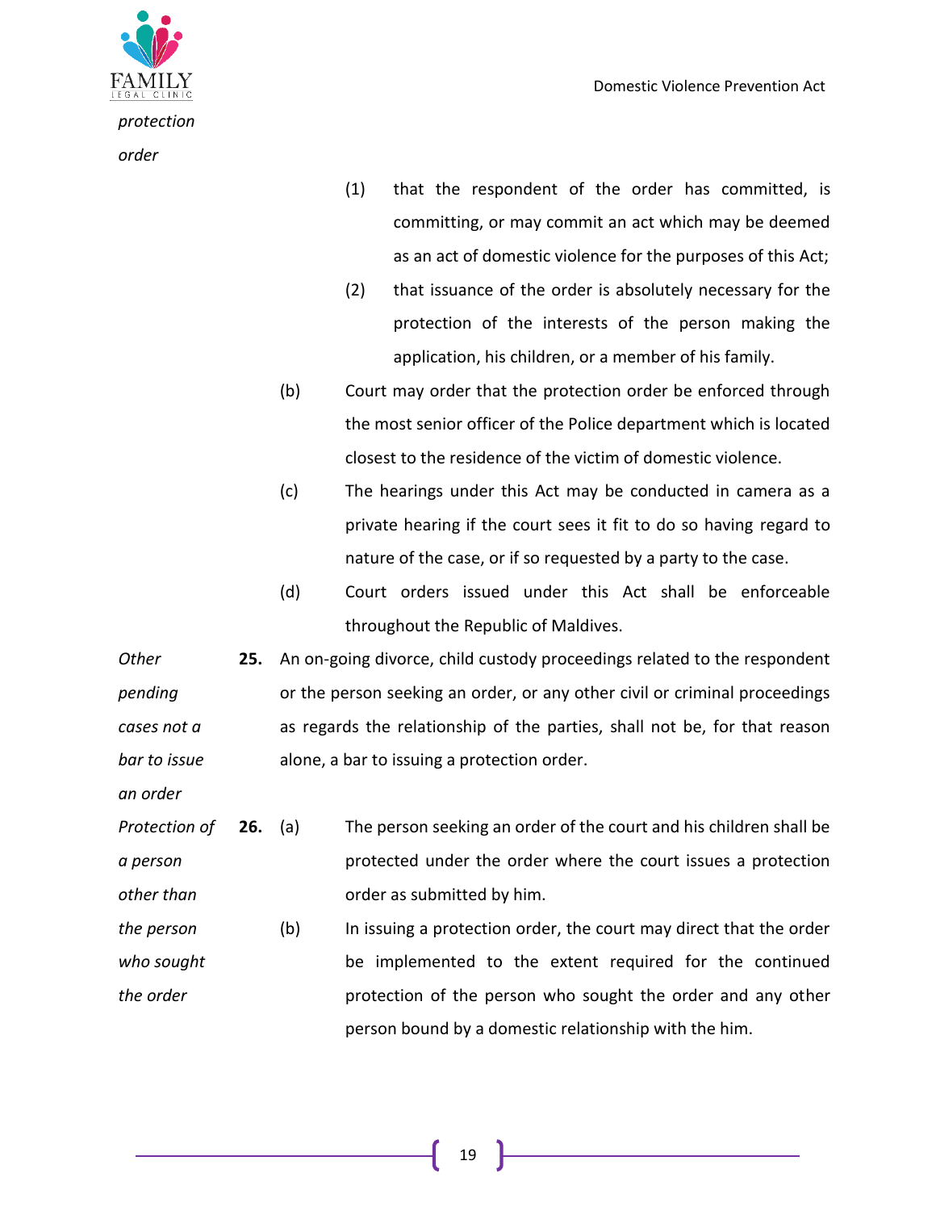*protection order*

(1) that the respondent of the order has committed, is committing, or may commit an act which may be deemed as an act of domestic violence for the purposes of this Act;

(2) that issuance of the order is absolutely necessary for the protection of the interests of the person making the application, his children, or a member of his family.

(b) Court may order that the protection order be enforced through the most senior officer of the Police department which is located closest to the residence of the victim of domestic violence.

(c) The hearings under this Act may be conducted in camera as a private hearing if the court sees it fit to do so having regard to nature of the case, or if so requested by a party to the case.

(d) Court orders issued under this Act shall be enforceable throughout the Republic of Maldives.

*Other pending cases not a bar to issue an order*

**25.** An on-going divorce, child custody proceedings related to the respondent or the person seeking an order, or any other civil or criminal proceedings as regards the relationship of the parties, shall not be, for that reason alone, a bar to issuing a protection order.

*Protection of a person other than the person who sought the order*

**26.** (a) The person seeking an order of the court and his children shall be protected under the order where the court issues a protection order as submitted by him.

(b) In issuing a protection order, the court may direct that the order be implemented to the extent required for the continued protection of the person who sought the order and any other person bound by a domestic relationship with the him.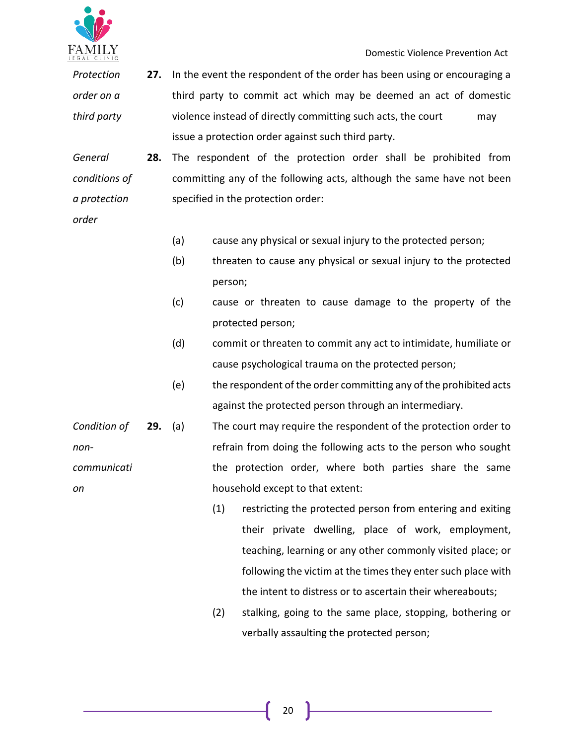*Protection order on a third party*

**27.** In the event the respondent of the order has been using or encouraging a third party to commit act which may be deemed an act of domestic violence instead of directly committing such acts, the court may issue a protection order against such third party.

*General conditions of a protection order*

**28.** The respondent of the protection order shall be prohibited from committing any of the following acts, although the same have not been specified in the protection order:

(a) cause any physical or sexual injury to the protected person;

(b) threaten to cause any physical or sexual injury to the protected person;

(c) cause or threaten to cause damage to the property of the protected person;

(d) commit or threaten to commit any act to intimidate, humiliate or cause psychological trauma on the protected person;

(e) the respondent of the order committing any of the prohibited acts against the protected person through an intermediary.

*Condition of non-communication*

**29.** (a) The court may require the respondent of the protection order to refrain from doing the following acts to the person who sought the protection order, where both parties share the same household except to that extent:

(1) restricting the protected person from entering and exiting their private dwelling, place of work, employment, teaching, learning or any other commonly visited place; or following the victim at the times they enter such place with the intent to distress or to ascertain their whereabouts;

(2) stalking, going to the same place, stopping, bothering or verbally assaulting the protected person;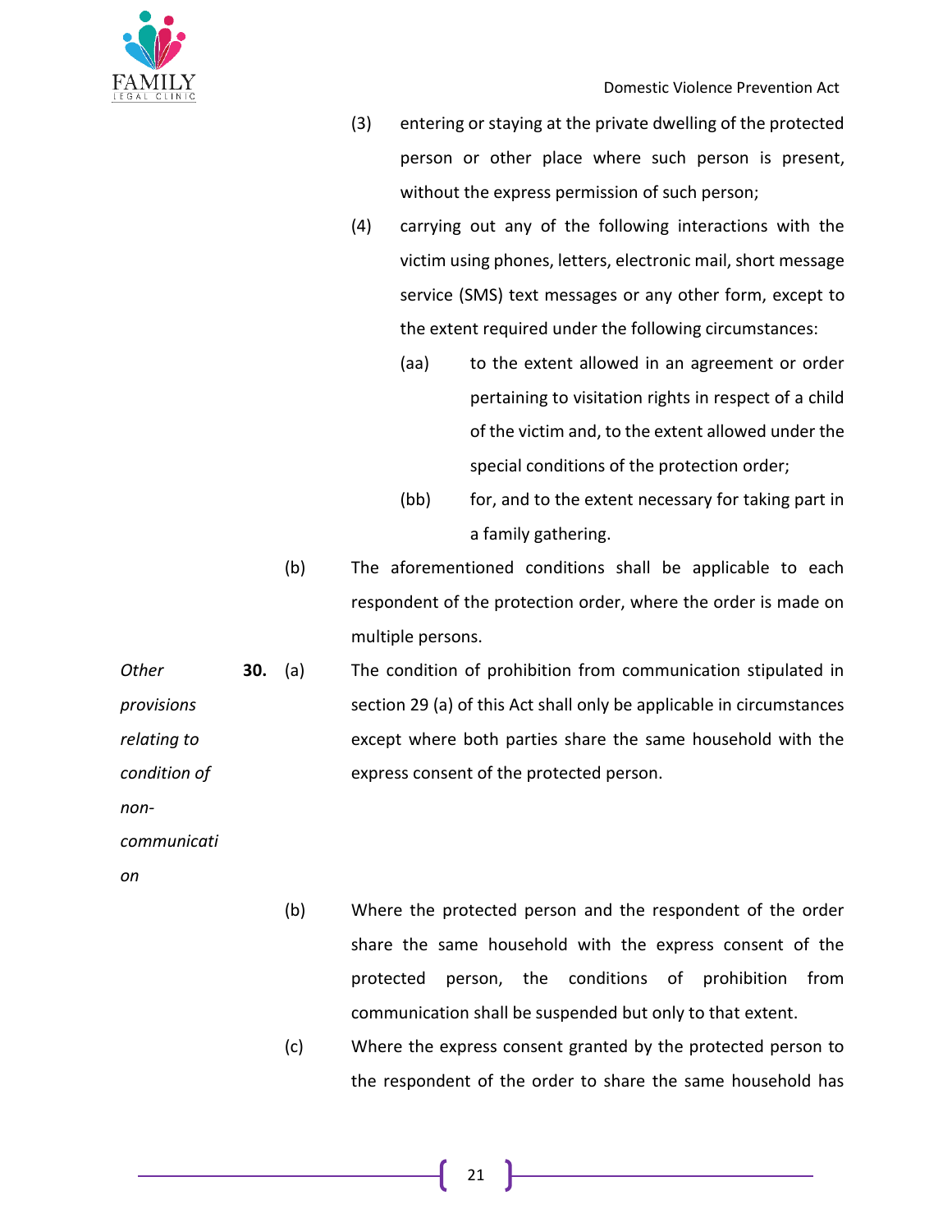(3) entering or staying at the private dwelling of the protected person or other place where such person is present, without the express permission of such person;

(4) carrying out any of the following interactions with the victim using phones, letters, electronic mail, short message service (SMS) text messages or any other form, except to the extent required under the following circumstances:

(aa) to the extent allowed in an agreement or order pertaining to visitation rights in respect of a child of the victim and, to the extent allowed under the special conditions of the protection order;

(bb) for, and to the extent necessary for taking part in a family gathering.

(b) The aforementioned conditions shall be applicable to each respondent of the protection order, where the order is made on multiple persons.

*Other provisions relating to condition of non-communication*

**30.** (a) The condition of prohibition from communication stipulated in section 29 (a) of this Act shall only be applicable in circumstances except where both parties share the same household with the express consent of the protected person.

(b) Where the protected person and the respondent of the order share the same household with the express consent of the protected person, the conditions of prohibition from communication shall be suspended but only to that extent.

(c) Where the express consent granted by the protected person to the respondent of the order to share the same household has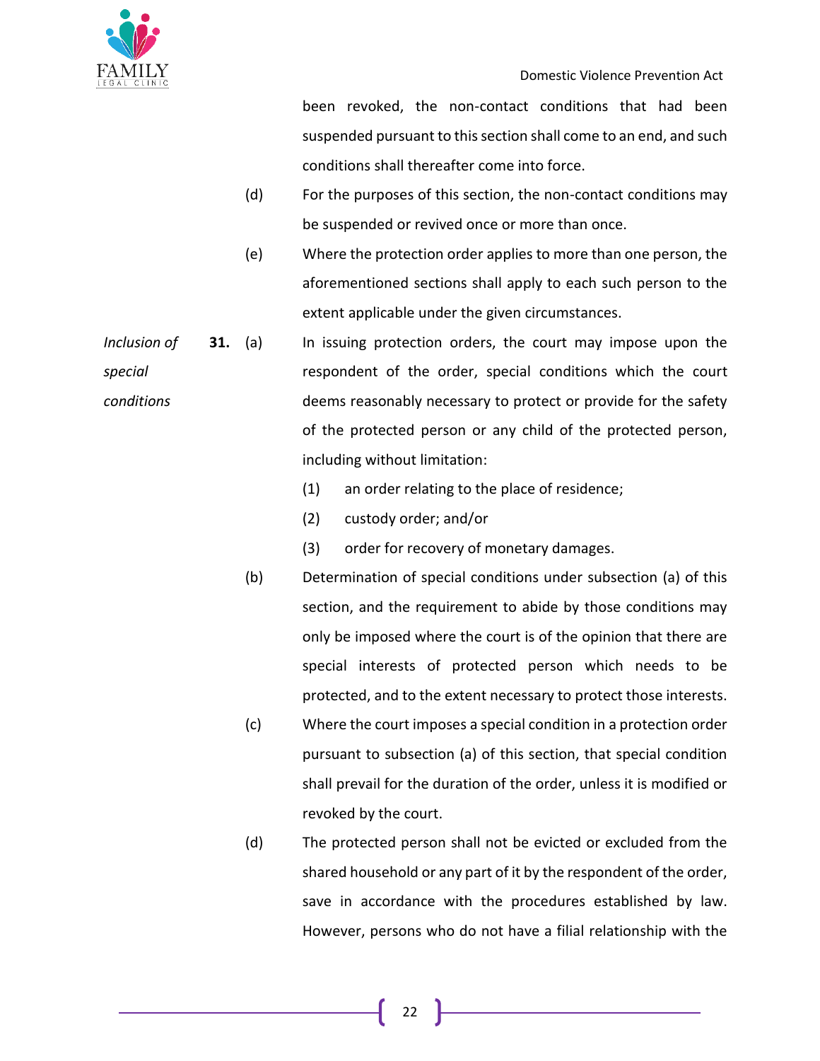been revoked, the non-contact conditions that had been suspended pursuant to this section shall come to an end, and such conditions shall thereafter come into force.

(d) For the purposes of this section, the non-contact conditions may be suspended or revived once or more than once.

(e) Where the protection order applies to more than one person, the aforementioned sections shall apply to each such person to the extent applicable under the given circumstances.

*Inclusion of special conditions*

**31.** (a) In issuing protection orders, the court may impose upon the respondent of the order, special conditions which the court deems reasonably necessary to protect or provide for the safety of the protected person or any child of the protected person, including without limitation:

(1) an order relating to the place of residence;

(2) custody order; and/or

(3) order for recovery of monetary damages.

(b) Determination of special conditions under subsection (a) of this section, and the requirement to abide by those conditions may only be imposed where the court is of the opinion that there are special interests of protected person which needs to be protected, and to the extent necessary to protect those interests.

(c) Where the court imposes a special condition in a protection order pursuant to subsection (a) of this section, that special condition shall prevail for the duration of the order, unless it is modified or revoked by the court.

(d) The protected person shall not be evicted or excluded from the shared household or any part of it by the respondent of the order, save in accordance with the procedures established by law. However, persons who do not have a filial relationship with the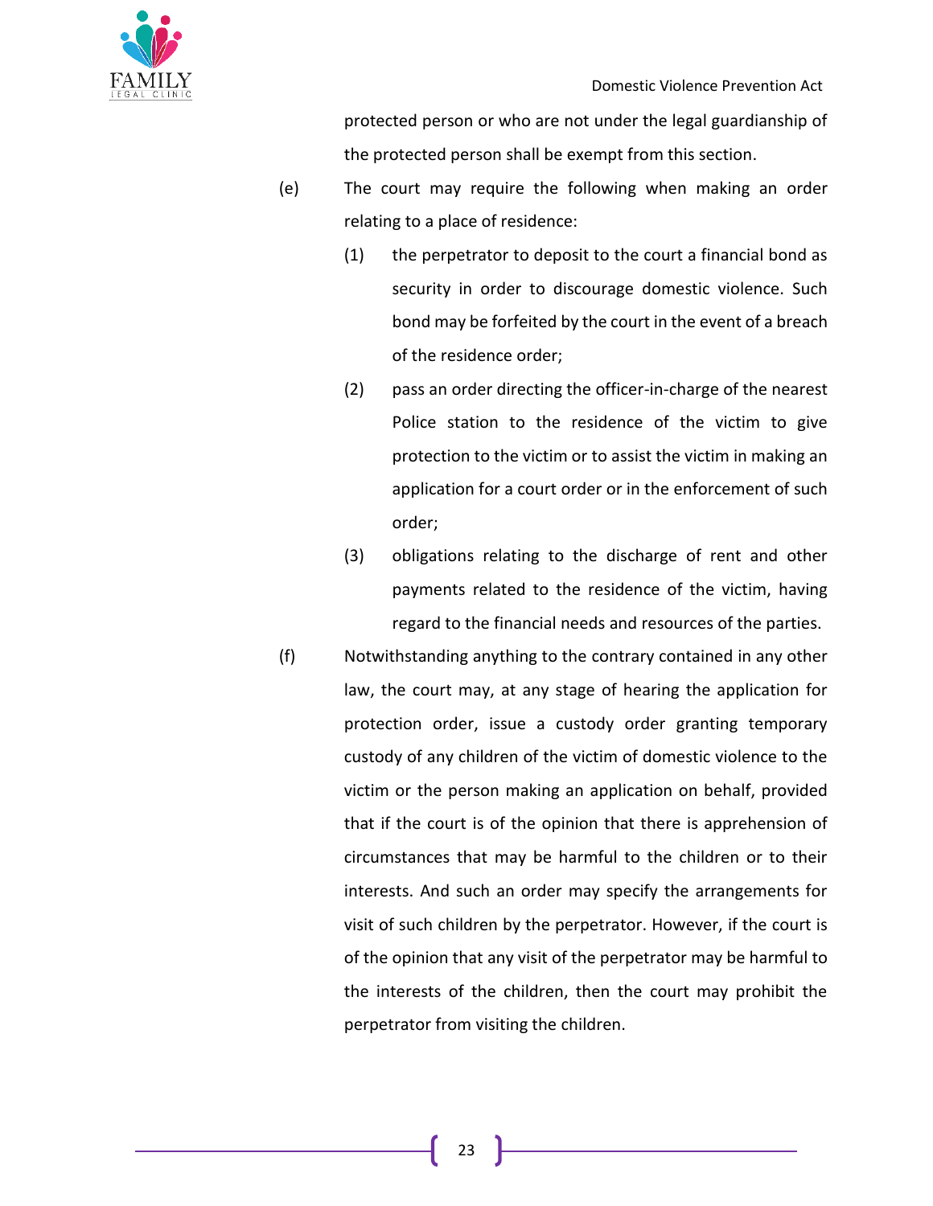protected person or who are not under the legal guardianship of the protected person shall be exempt from this section.

(e) The court may require the following when making an order relating to a place of residence:

(1) the perpetrator to deposit to the court a financial bond as security in order to discourage domestic violence. Such bond may be forfeited by the court in the event of a breach of the residence order;

(2) pass an order directing the officer-in-charge of the nearest Police station to the residence of the victim to give protection to the victim or to assist the victim in making an application for a court order or in the enforcement of such order;

(3) obligations relating to the discharge of rent and other payments related to the residence of the victim, having regard to the financial needs and resources of the parties.

(f) Notwithstanding anything to the contrary contained in any other law, the court may, at any stage of hearing the application for protection order, issue a custody order granting temporary custody of any children of the victim of domestic violence to the victim or the person making an application on behalf, provided that if the court is of the opinion that there is apprehension of circumstances that may be harmful to the children or to their interests. And such an order may specify the arrangements for visit of such children by the perpetrator. However, if the court is of the opinion that any visit of the perpetrator may be harmful to the interests of the children, then the court may prohibit the perpetrator from visiting the children.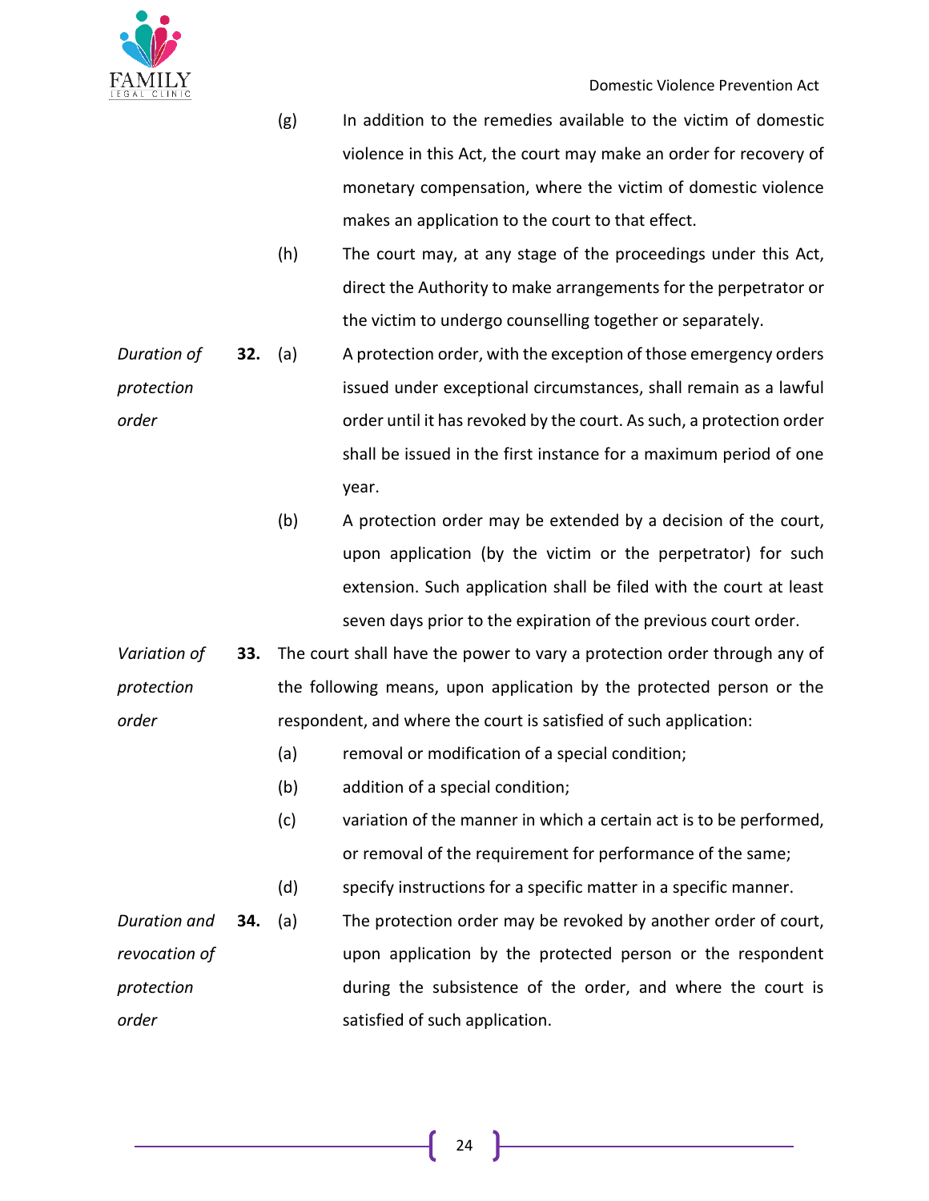(g) In addition to the remedies available to the victim of domestic violence in this Act, the court may make an order for recovery of monetary compensation, where the victim of domestic violence makes an application to the court to that effect.

(h) The court may, at any stage of the proceedings under this Act, direct the Authority to make arrangements for the perpetrator or the victim to undergo counselling together or separately.

*Duration of protection order*

**32.** (a) A protection order, with the exception of those emergency orders issued under exceptional circumstances, shall remain as a lawful order until it has revoked by the court. As such, a protection order shall be issued in the first instance for a maximum period of one year.

(b) A protection order may be extended by a decision of the court, upon application (by the victim or the perpetrator) for such extension. Such application shall be filed with the court at least seven days prior to the expiration of the previous court order.

*Variation of protection order*

**33.** The court shall have the power to vary a protection order through any of the following means, upon application by the protected person or the respondent, and where the court is satisfied of such application:

(a) removal or modification of a special condition;

(b) addition of a special condition;

(c) variation of the manner in which a certain act is to be performed, or removal of the requirement for performance of the same;

(d) specify instructions for a specific matter in a specific manner.

*Duration and revocation of protection order*

**34.** (a) The protection order may be revoked by another order of court, upon application by the protected person or the respondent during the subsistence of the order, and where the court is satisfied of such application.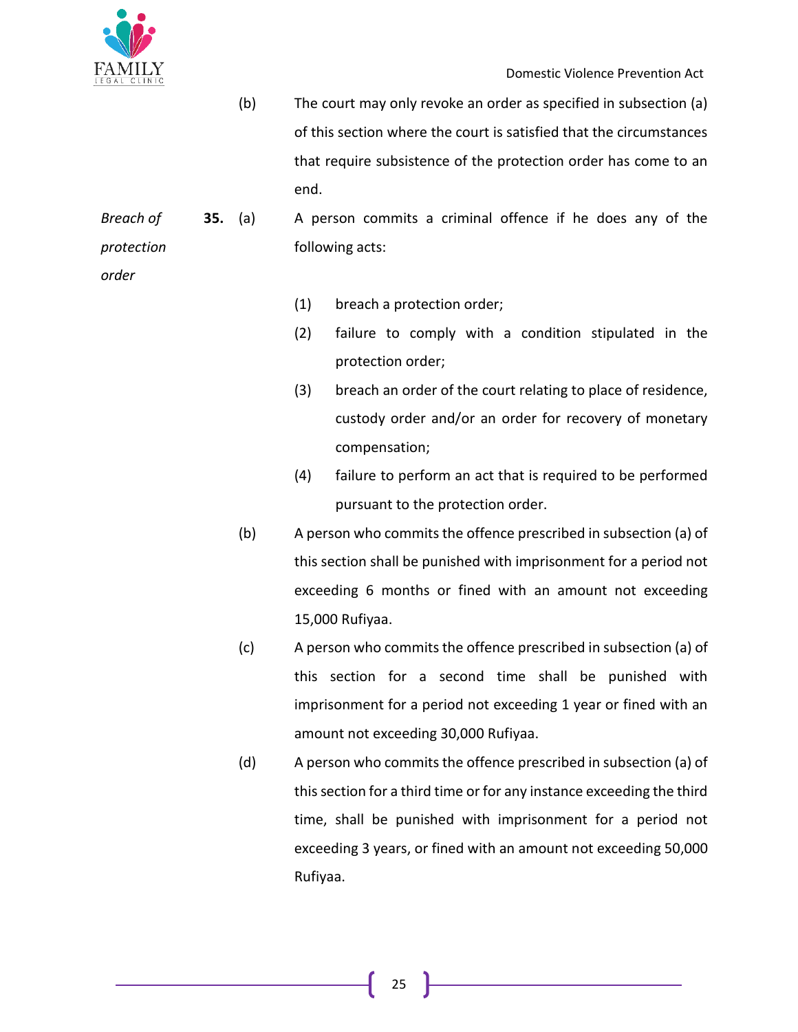(b) The court may only revoke an order as specified in subsection (a) of this section where the court is satisfied that the circumstances that require subsistence of the protection order has come to an end.

*Breach of protection order*

**35.** (a) A person commits a criminal offence if he does any of the following acts:

(1) breach a protection order;

(2) failure to comply with a condition stipulated in the protection order;

(3) breach an order of the court relating to place of residence, custody order and/or an order for recovery of monetary compensation;

(4) failure to perform an act that is required to be performed pursuant to the protection order.

(b) A person who commits the offence prescribed in subsection (a) of this section shall be punished with imprisonment for a period not exceeding 6 months or fined with an amount not exceeding 15,000 Rufiyaa.

(c) A person who commits the offence prescribed in subsection (a) of this section for a second time shall be punished with imprisonment for a period not exceeding 1 year or fined with an amount not exceeding 30,000 Rufiyaa.

(d) A person who commits the offence prescribed in subsection (a) of this section for a third time or for any instance exceeding the third time, shall be punished with imprisonment for a period not exceeding 3 years, or fined with an amount not exceeding 50,000 Rufiyaa.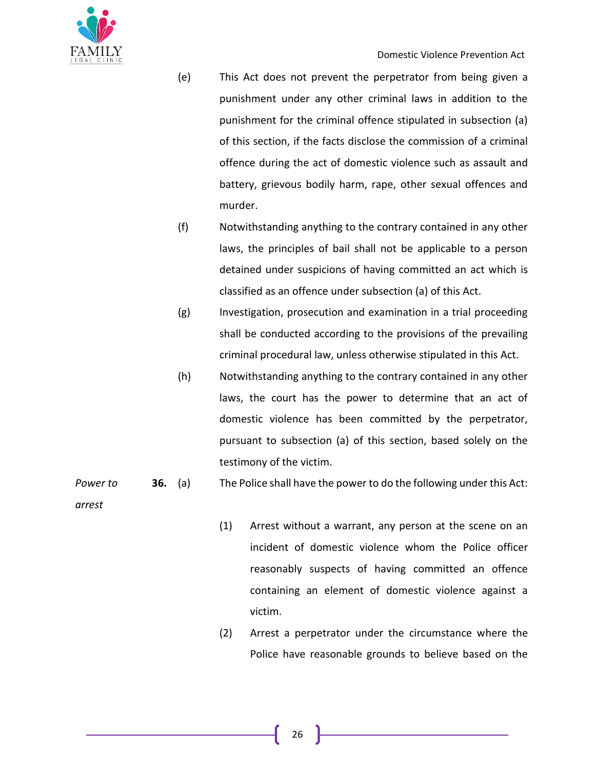(e) This Act does not prevent the perpetrator from being given a punishment under any other criminal laws in addition to the punishment for the criminal offence stipulated in subsection (a) of this section, if the facts disclose the commission of a criminal offence during the act of domestic violence such as assault and battery, grievous bodily harm, rape, other sexual offences and murder.

(f) Notwithstanding anything to the contrary contained in any other laws, the principles of bail shall not be applicable to a person detained under suspicions of having committed an act which is classified as an offence under subsection (a) of this Act.

(g) Investigation, prosecution and examination in a trial proceeding shall be conducted according to the provisions of the prevailing criminal procedural law, unless otherwise stipulated in this Act.

(h) Notwithstanding anything to the contrary contained in any other laws, the court has the power to determine that an act of domestic violence has been committed by the perpetrator, pursuant to subsection (a) of this section, based solely on the testimony of the victim.

*Power to arrest*

**36.** (a) The Police shall have the power to do the following under this Act:

(1) Arrest without a warrant, any person at the scene on an incident of domestic violence whom the Police officer reasonably suspects of having committed an offence containing an element of domestic violence against a victim.

(2) Arrest a perpetrator under the circumstance where the Police have reasonable grounds to believe based on the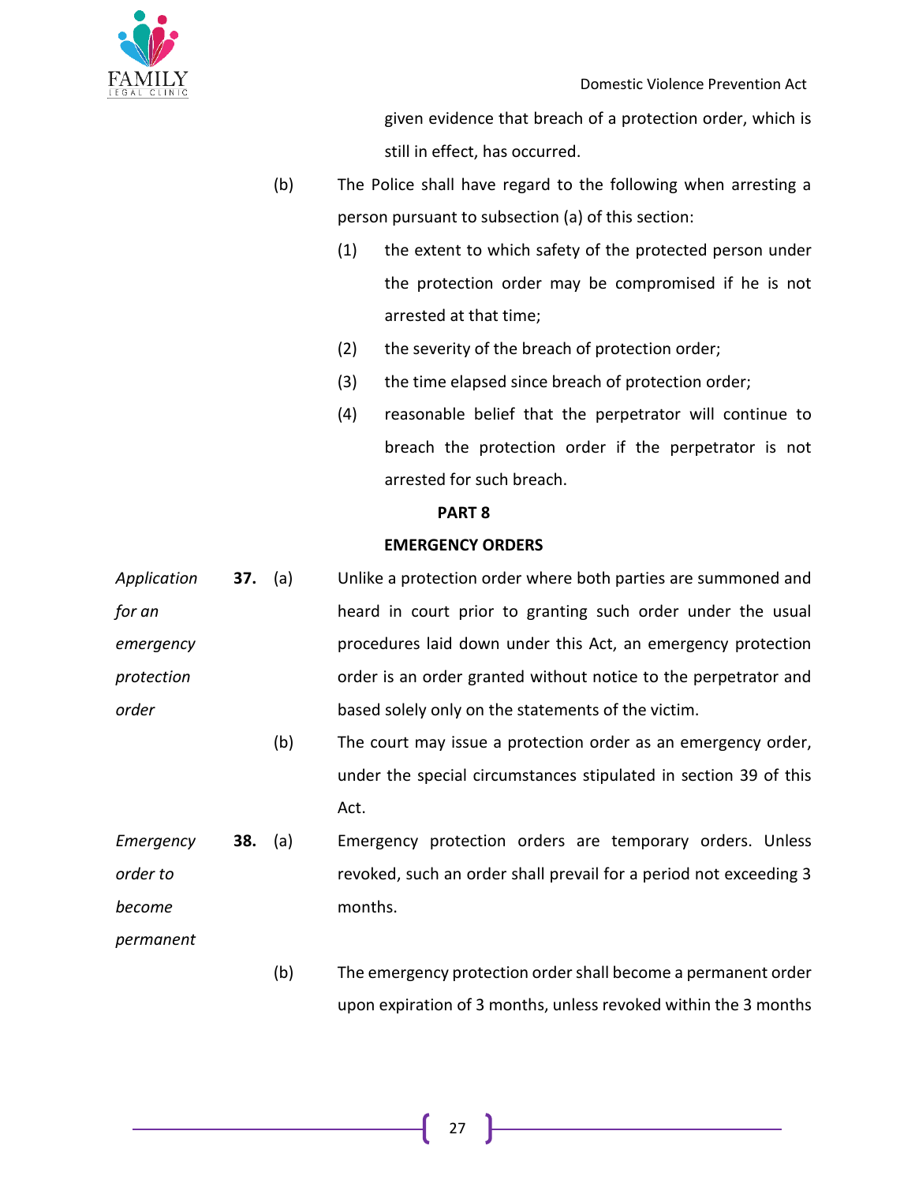given evidence that breach of a protection order, which is still in effect, has occurred.

(b) The Police shall have regard to the following when arresting a person pursuant to subsection (a) of this section:

(1) the extent to which safety of the protected person under the protection order may be compromised if he is not arrested at that time;

(2) the severity of the breach of protection order;

(3) the time elapsed since breach of protection order;

(4) reasonable belief that the perpetrator will continue to breach the protection order if the perpetrator is not arrested for such breach.

## PART 8

## EMERGENCY ORDERS

*Application for an emergency protection order*

**37.** (a) Unlike a protection order where both parties are summoned and heard in court prior to granting such order under the usual procedures laid down under this Act, an emergency protection order is an order granted without notice to the perpetrator and based solely only on the statements of the victim.

(b) The court may issue a protection order as an emergency order, under the special circumstances stipulated in section 39 of this Act.

*Emergency order to become permanent*

**38.** (a) Emergency protection orders are temporary orders. Unless revoked, such an order shall prevail for a period not exceeding 3 months.

(b) The emergency protection order shall become a permanent order upon expiration of 3 months, unless revoked within the 3 months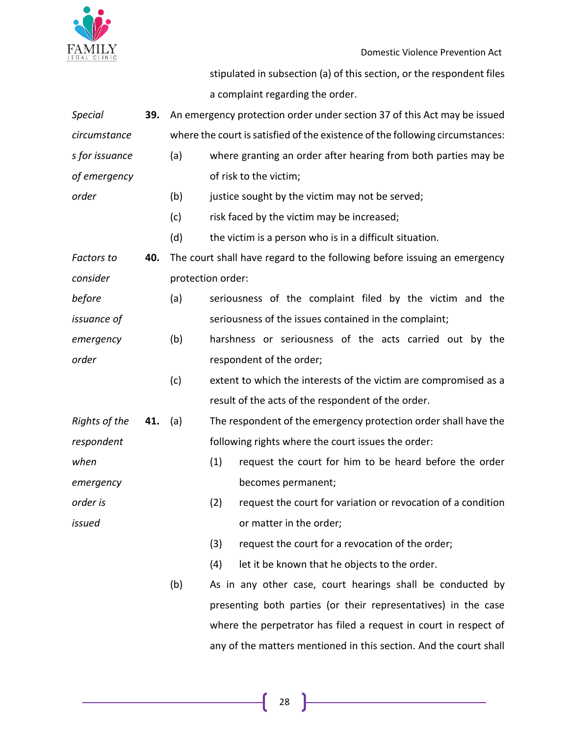stipulated in subsection (a) of this section, or the respondent files a complaint regarding the order.

*Special circumstances for issuance of emergency order*

**39.** An emergency protection order under section 37 of this Act may be issued where the court is satisfied of the existence of the following circumstances:

(a) where granting an order after hearing from both parties may be of risk to the victim;

(b) justice sought by the victim may not be served;

(c) risk faced by the victim may be increased;

(d) the victim is a person who is in a difficult situation.

*Factors to consider before issuance of emergency order*

**40.** The court shall have regard to the following before issuing an emergency protection order:

(a) seriousness of the complaint filed by the victim and the seriousness of the issues contained in the complaint;

(b) harshness or seriousness of the acts carried out by the respondent of the order;

(c) extent to which the interests of the victim are compromised as a result of the acts of the respondent of the order.

*Rights of the respondent when emergency order is issued*

**41.** (a) The respondent of the emergency protection order shall have the following rights where the court issues the order:

(1) request the court for him to be heard before the order becomes permanent;

(2) request the court for variation or revocation of a condition or matter in the order;

(3) request the court for a revocation of the order;

(4) let it be known that he objects to the order.

(b) As in any other case, court hearings shall be conducted by presenting both parties (or their representatives) in the case where the perpetrator has filed a request in court in respect of any of the matters mentioned in this section. And the court shall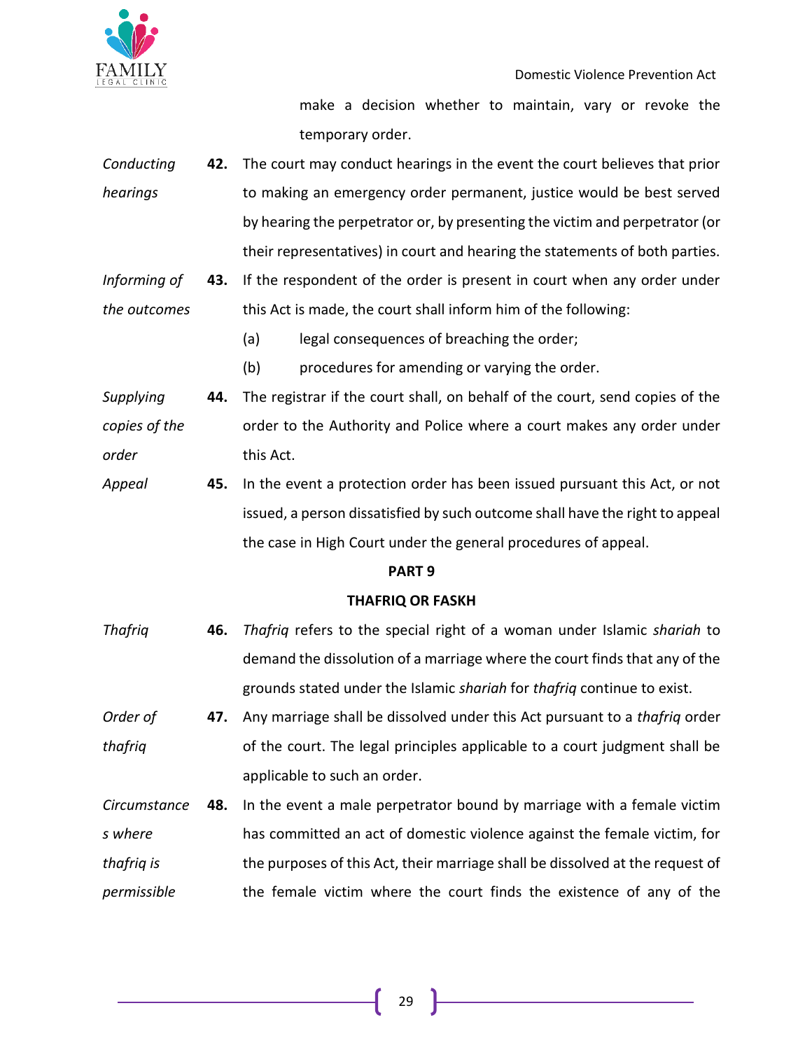make a decision whether to maintain, vary or revoke the temporary order.

*Conducting hearings*

**42.** The court may conduct hearings in the event the court believes that prior to making an emergency order permanent, justice would be best served by hearing the perpetrator or, by presenting the victim and perpetrator (or their representatives) in court and hearing the statements of both parties.

*Informing of the outcomes*

**43.** If the respondent of the order is present in court when any order under this Act is made, the court shall inform him of the following:

(a) legal consequences of breaching the order;

(b) procedures for amending or varying the order.

*Supplying copies of the order*

**44.** The registrar if the court shall, on behalf of the court, send copies of the order to the Authority and Police where a court makes any order under this Act.

*Appeal*

**45.** In the event a protection order has been issued pursuant this Act, or not issued, a person dissatisfied by such outcome shall have the right to appeal the case in High Court under the general procedures of appeal.

## PART 9

## THAFRIQ OR FASKH

*Thafriq*

**46.** *Thafriq* refers to the special right of a woman under Islamic *shariah* to demand the dissolution of a marriage where the court finds that any of the grounds stated under the Islamic *shariah* for *thafriq* continue to exist.

*Order of thafriq*

**47.** Any marriage shall be dissolved under this Act pursuant to a *thafriq* order of the court. The legal principles applicable to a court judgment shall be applicable to such an order.

*Circumstances where thafriq is permissible*

**48.** In the event a male perpetrator bound by marriage with a female victim has committed an act of domestic violence against the female victim, for the purposes of this Act, their marriage shall be dissolved at the request of the female victim where the court finds the existence of any of the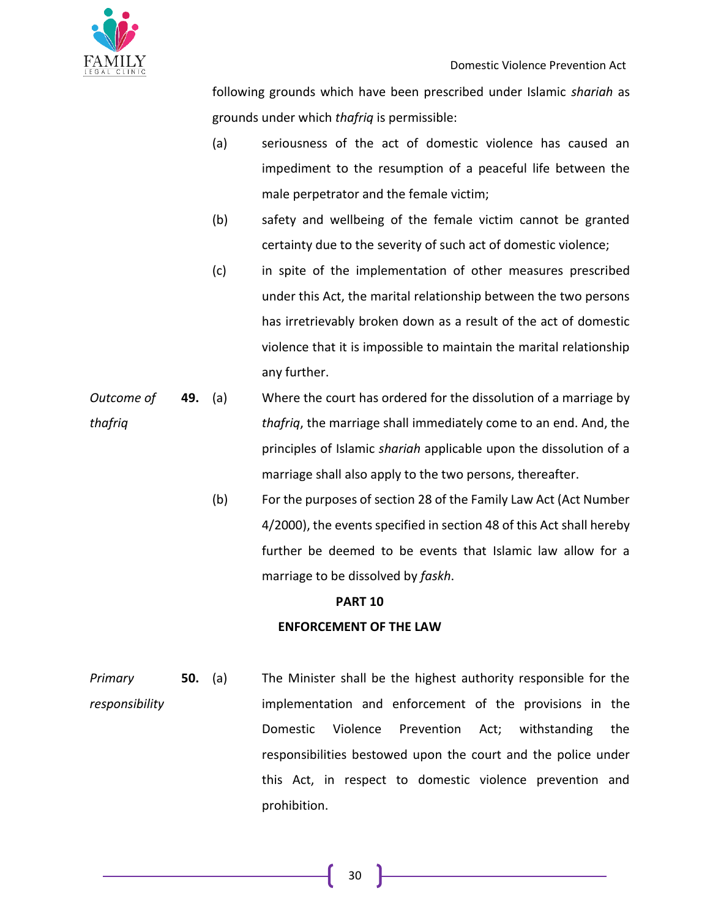following grounds which have been prescribed under Islamic *shariah* as grounds under which *thafriq* is permissible:

(a) seriousness of the act of domestic violence has caused an impediment to the resumption of a peaceful life between the male perpetrator and the female victim;

(b) safety and wellbeing of the female victim cannot be granted certainty due to the severity of such act of domestic violence;

(c) in spite of the implementation of other measures prescribed under this Act, the marital relationship between the two persons has irretrievably broken down as a result of the act of domestic violence that it is impossible to maintain the marital relationship any further.

*Outcome of thafriq*

**49.** (a) Where the court has ordered for the dissolution of a marriage by *thafriq*, the marriage shall immediately come to an end. And, the principles of Islamic *shariah* applicable upon the dissolution of a marriage shall also apply to the two persons, thereafter.

(b) For the purposes of section 28 of the Family Law Act (Act Number 4/2000), the events specified in section 48 of this Act shall hereby further be deemed to be events that Islamic law allow for a marriage to be dissolved by *faskh*.

## PART 10

## ENFORCEMENT OF THE LAW

*Primary responsibility*

**50.** (a) The Minister shall be the highest authority responsible for the implementation and enforcement of the provisions in the Domestic Violence Prevention Act; withstanding the responsibilities bestowed upon the court and the police under this Act, in respect to domestic violence prevention and prohibition.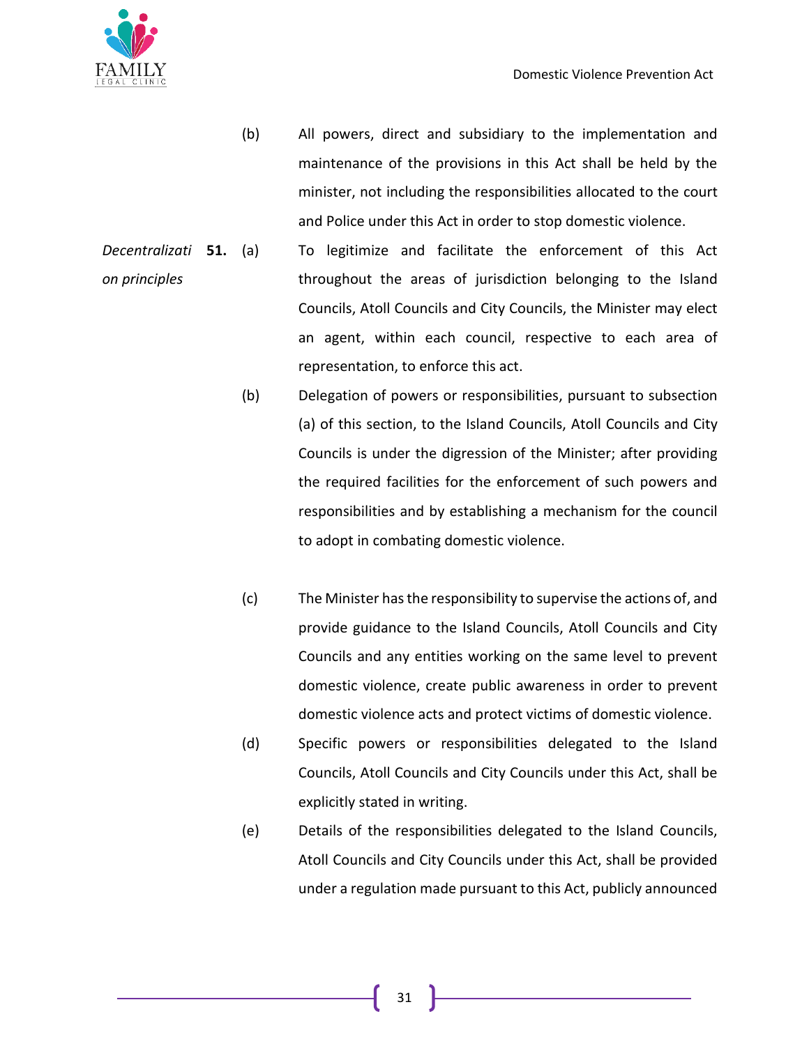(b) All powers, direct and subsidiary to the implementation and maintenance of the provisions in this Act shall be held by the minister, not including the responsibilities allocated to the court and Police under this Act in order to stop domestic violence.

*Decentralization principles*

**51.** (a) To legitimize and facilitate the enforcement of this Act throughout the areas of jurisdiction belonging to the Island Councils, Atoll Councils and City Councils, the Minister may elect an agent, within each council, respective to each area of representation, to enforce this act.

(b) Delegation of powers or responsibilities, pursuant to subsection (a) of this section, to the Island Councils, Atoll Councils and City Councils is under the digression of the Minister; after providing the required facilities for the enforcement of such powers and responsibilities and by establishing a mechanism for the council to adopt in combating domestic violence.

(c) The Minister has the responsibility to supervise the actions of, and provide guidance to the Island Councils, Atoll Councils and City Councils and any entities working on the same level to prevent domestic violence, create public awareness in order to prevent domestic violence acts and protect victims of domestic violence.

(d) Specific powers or responsibilities delegated to the Island Councils, Atoll Councils and City Councils under this Act, shall be explicitly stated in writing.

(e) Details of the responsibilities delegated to the Island Councils, Atoll Councils and City Councils under this Act, shall be provided under a regulation made pursuant to this Act, publicly announced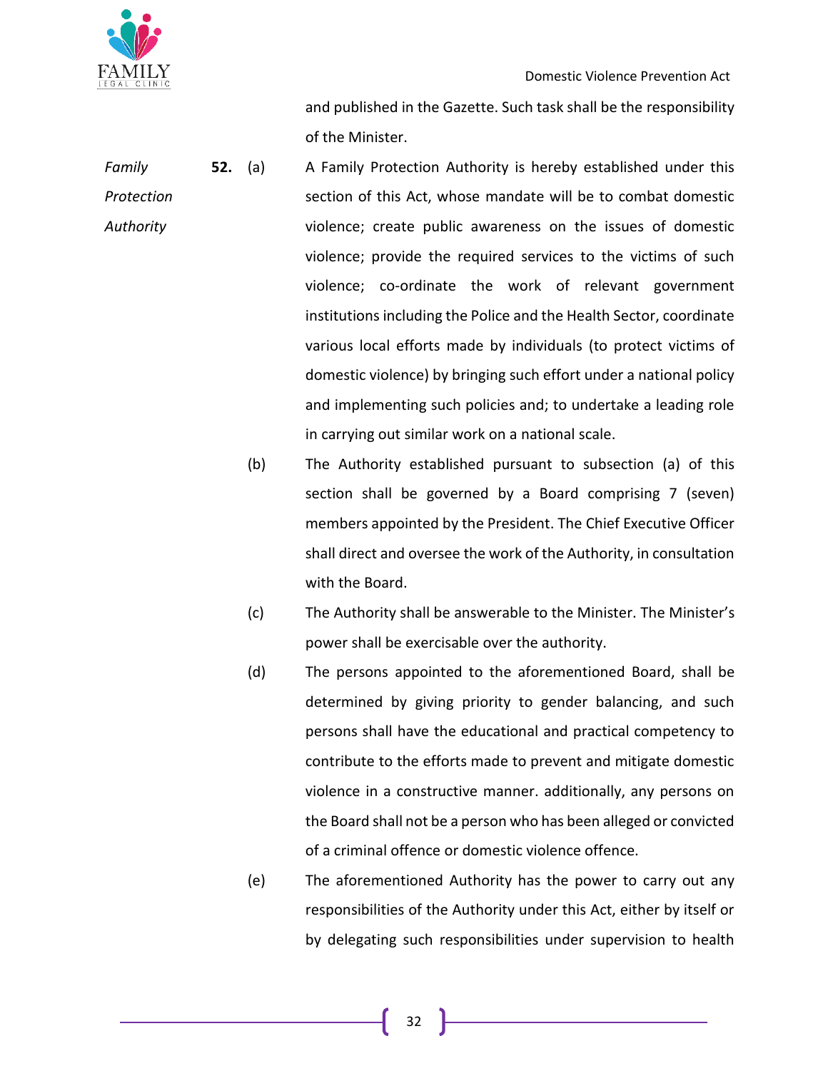and published in the Gazette. Such task shall be the responsibility of the Minister.

*Family Protection Authority*

**52.** (a) A Family Protection Authority is hereby established under this section of this Act, whose mandate will be to combat domestic violence; create public awareness on the issues of domestic violence; provide the required services to the victims of such violence; co-ordinate the work of relevant government institutions including the Police and the Health Sector, coordinate various local efforts made by individuals (to protect victims of domestic violence) by bringing such effort under a national policy and implementing such policies and; to undertake a leading role in carrying out similar work on a national scale.

(b) The Authority established pursuant to subsection (a) of this section shall be governed by a Board comprising 7 (seven) members appointed by the President. The Chief Executive Officer shall direct and oversee the work of the Authority, in consultation with the Board.

(c) The Authority shall be answerable to the Minister. The Minister's power shall be exercisable over the authority.

(d) The persons appointed to the aforementioned Board, shall be determined by giving priority to gender balancing, and such persons shall have the educational and practical competency to contribute to the efforts made to prevent and mitigate domestic violence in a constructive manner. additionally, any persons on the Board shall not be a person who has been alleged or convicted of a criminal offence or domestic violence offence.

(e) The aforementioned Authority has the power to carry out any responsibilities of the Authority under this Act, either by itself or by delegating such responsibilities under supervision to health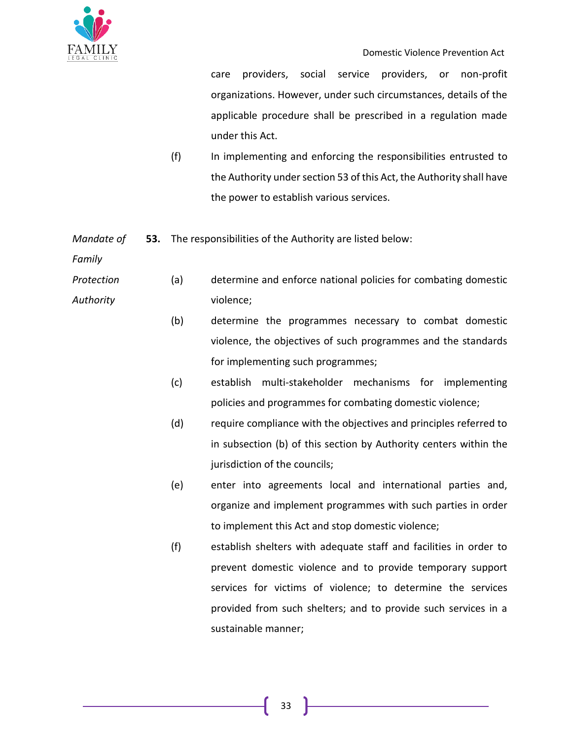care providers, social service providers, or non-profit organizations. However, under such circumstances, details of the applicable procedure shall be prescribed in a regulation made under this Act.

(f) In implementing and enforcing the responsibilities entrusted to the Authority under section 53 of this Act, the Authority shall have the power to establish various services.

*Mandate of Family Protection Authority*

**53.** The responsibilities of the Authority are listed below:

(a) determine and enforce national policies for combating domestic violence;

(b) determine the programmes necessary to combat domestic violence, the objectives of such programmes and the standards for implementing such programmes;

(c) establish multi-stakeholder mechanisms for implementing policies and programmes for combating domestic violence;

(d) require compliance with the objectives and principles referred to in subsection (b) of this section by Authority centers within the jurisdiction of the councils;

(e) enter into agreements local and international parties and, organize and implement programmes with such parties in order to implement this Act and stop domestic violence;

(f) establish shelters with adequate staff and facilities in order to prevent domestic violence and to provide temporary support services for victims of violence; to determine the services provided from such shelters; and to provide such services in a sustainable manner;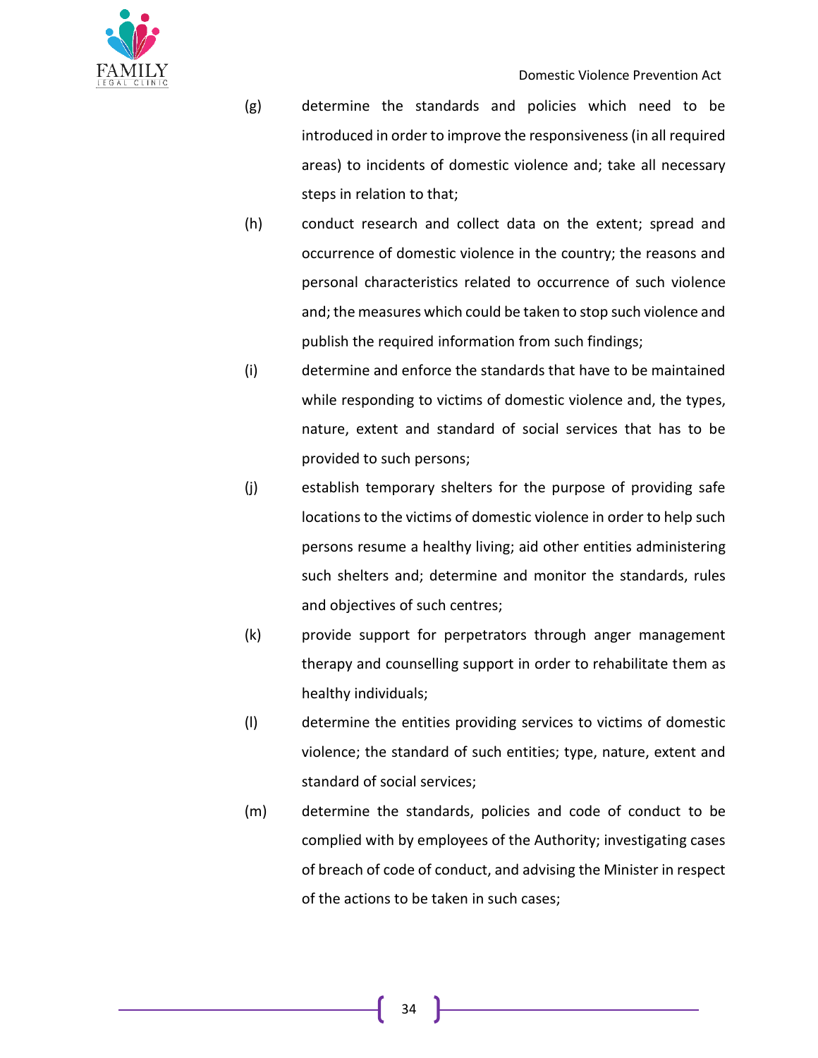(g) determine the standards and policies which need to be introduced in order to improve the responsiveness (in all required areas) to incidents of domestic violence and; take all necessary steps in relation to that;

(h) conduct research and collect data on the extent; spread and occurrence of domestic violence in the country; the reasons and personal characteristics related to occurrence of such violence and; the measures which could be taken to stop such violence and publish the required information from such findings;

(i) determine and enforce the standards that have to be maintained while responding to victims of domestic violence and, the types, nature, extent and standard of social services that has to be provided to such persons;

(j) establish temporary shelters for the purpose of providing safe locations to the victims of domestic violence in order to help such persons resume a healthy living; aid other entities administering such shelters and; determine and monitor the standards, rules and objectives of such centres;

(k) provide support for perpetrators through anger management therapy and counselling support in order to rehabilitate them as healthy individuals;

(l) determine the entities providing services to victims of domestic violence; the standard of such entities; type, nature, extent and standard of social services;

(m) determine the standards, policies and code of conduct to be complied with by employees of the Authority; investigating cases of breach of code of conduct, and advising the Minister in respect of the actions to be taken in such cases;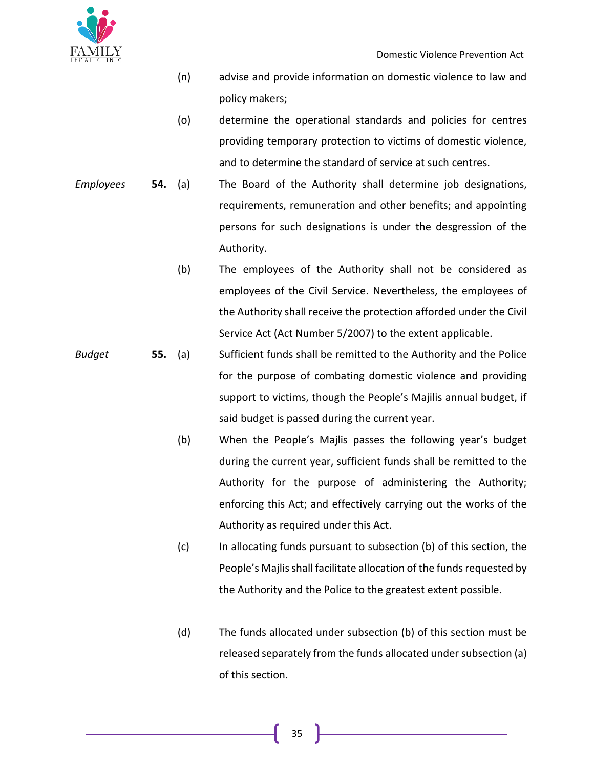(n) advise and provide information on domestic violence to law and policy makers;

(o) determine the operational standards and policies for centres providing temporary protection to victims of domestic violence, and to determine the standard of service at such centres.

*Employees*

**54.** (a) The Board of the Authority shall determine job designations, requirements, remuneration and other benefits; and appointing persons for such designations is under the desgression of the Authority.

(b) The employees of the Authority shall not be considered as employees of the Civil Service. Nevertheless, the employees of the Authority shall receive the protection afforded under the Civil Service Act (Act Number 5/2007) to the extent applicable.

*Budget*

**55.** (a) Sufficient funds shall be remitted to the Authority and the Police for the purpose of combating domestic violence and providing support to victims, though the People's Majilis annual budget, if said budget is passed during the current year.

(b) When the People's Majlis passes the following year's budget during the current year, sufficient funds shall be remitted to the Authority for the purpose of administering the Authority; enforcing this Act; and effectively carrying out the works of the Authority as required under this Act.

(c) In allocating funds pursuant to subsection (b) of this section, the People's Majlis shall facilitate allocation of the funds requested by the Authority and the Police to the greatest extent possible.

(d) The funds allocated under subsection (b) of this section must be released separately from the funds allocated under subsection (a) of this section.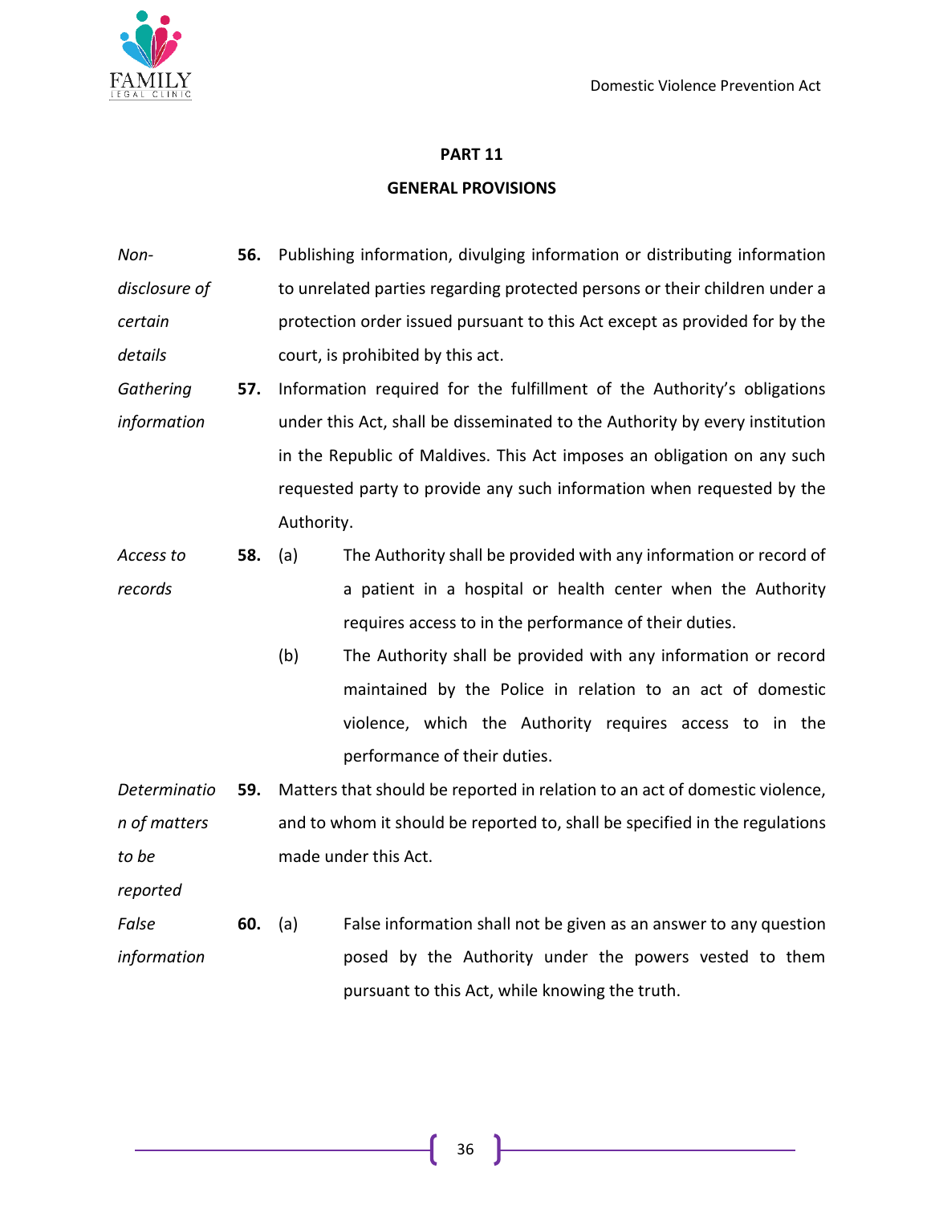## PART 11

## GENERAL PROVISIONS

*Non-disclosure of certain details*

**56.** Publishing information, divulging information or distributing information to unrelated parties regarding protected persons or their children under a protection order issued pursuant to this Act except as provided for by the court, is prohibited by this act.

*Gathering information*

**57.** Information required for the fulfillment of the Authority's obligations under this Act, shall be disseminated to the Authority by every institution in the Republic of Maldives. This Act imposes an obligation on any such requested party to provide any such information when requested by the Authority.

*Access to records*

**58.** (a) The Authority shall be provided with any information or record of a patient in a hospital or health center when the Authority requires access to in the performance of their duties.

(b) The Authority shall be provided with any information or record maintained by the Police in relation to an act of domestic violence, which the Authority requires access to in the performance of their duties.

*Determination of matters to be reported*

**59.** Matters that should be reported in relation to an act of domestic violence, and to whom it should be reported to, shall be specified in the regulations made under this Act.

*False information*

**60.** (a) False information shall not be given as an answer to any question posed by the Authority under the powers vested to them pursuant to this Act, while knowing the truth.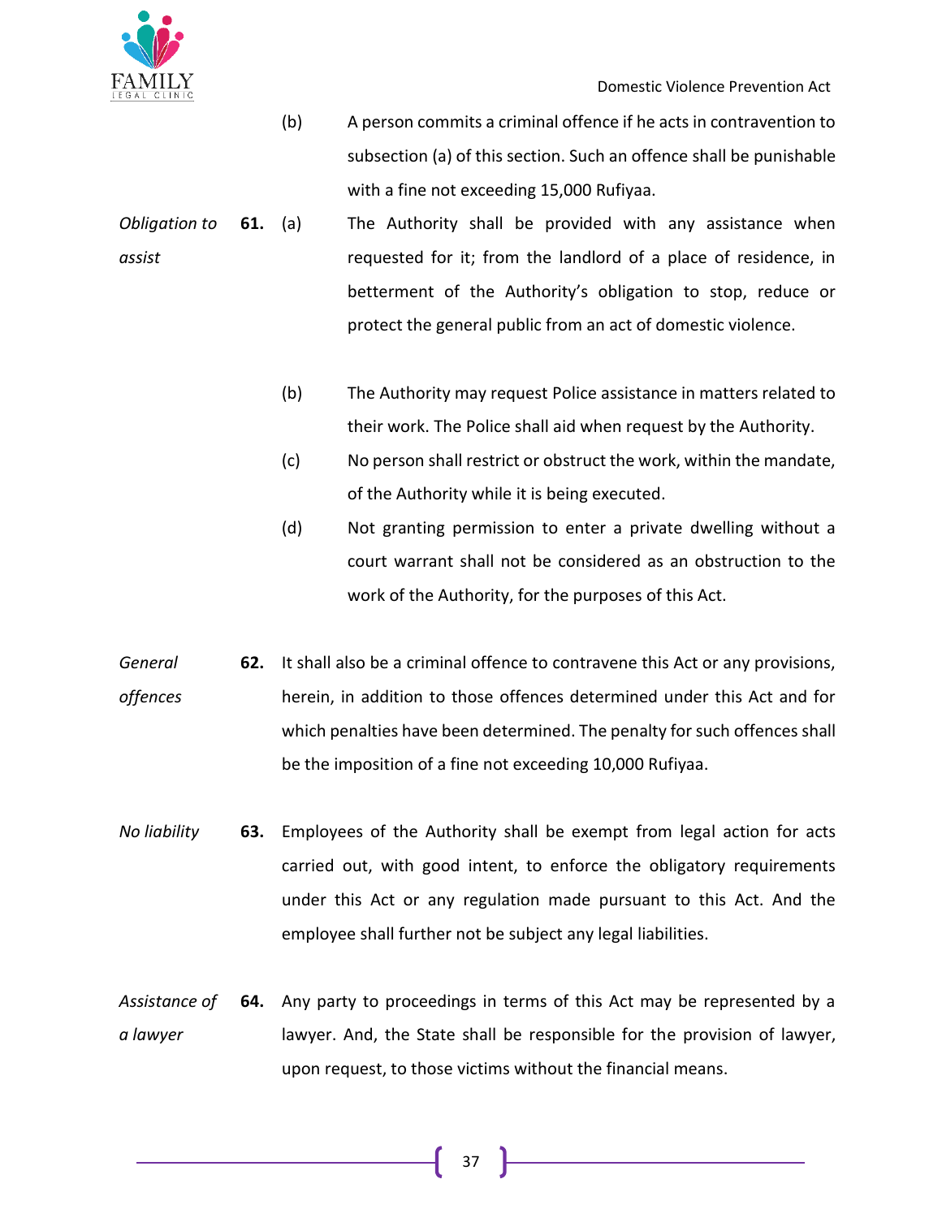(b) A person commits a criminal offence if he acts in contravention to subsection (a) of this section. Such an offence shall be punishable with a fine not exceeding 15,000 Rufiyaa.

*Obligation to assist*

**61.** (a) The Authority shall be provided with any assistance when requested for it; from the landlord of a place of residence, in betterment of the Authority's obligation to stop, reduce or protect the general public from an act of domestic violence.

(b) The Authority may request Police assistance in matters related to their work. The Police shall aid when request by the Authority.

(c) No person shall restrict or obstruct the work, within the mandate, of the Authority while it is being executed.

(d) Not granting permission to enter a private dwelling without a court warrant shall not be considered as an obstruction to the work of the Authority, for the purposes of this Act.

*General offences*

**62.** It shall also be a criminal offence to contravene this Act or any provisions, herein, in addition to those offences determined under this Act and for which penalties have been determined. The penalty for such offences shall be the imposition of a fine not exceeding 10,000 Rufiyaa.

*No liability*

**63.** Employees of the Authority shall be exempt from legal action for acts carried out, with good intent, to enforce the obligatory requirements under this Act or any regulation made pursuant to this Act. And the employee shall further not be subject any legal liabilities.

*Assistance of a lawyer*

**64.** Any party to proceedings in terms of this Act may be represented by a lawyer. And, the State shall be responsible for the provision of lawyer, upon request, to those victims without the financial means.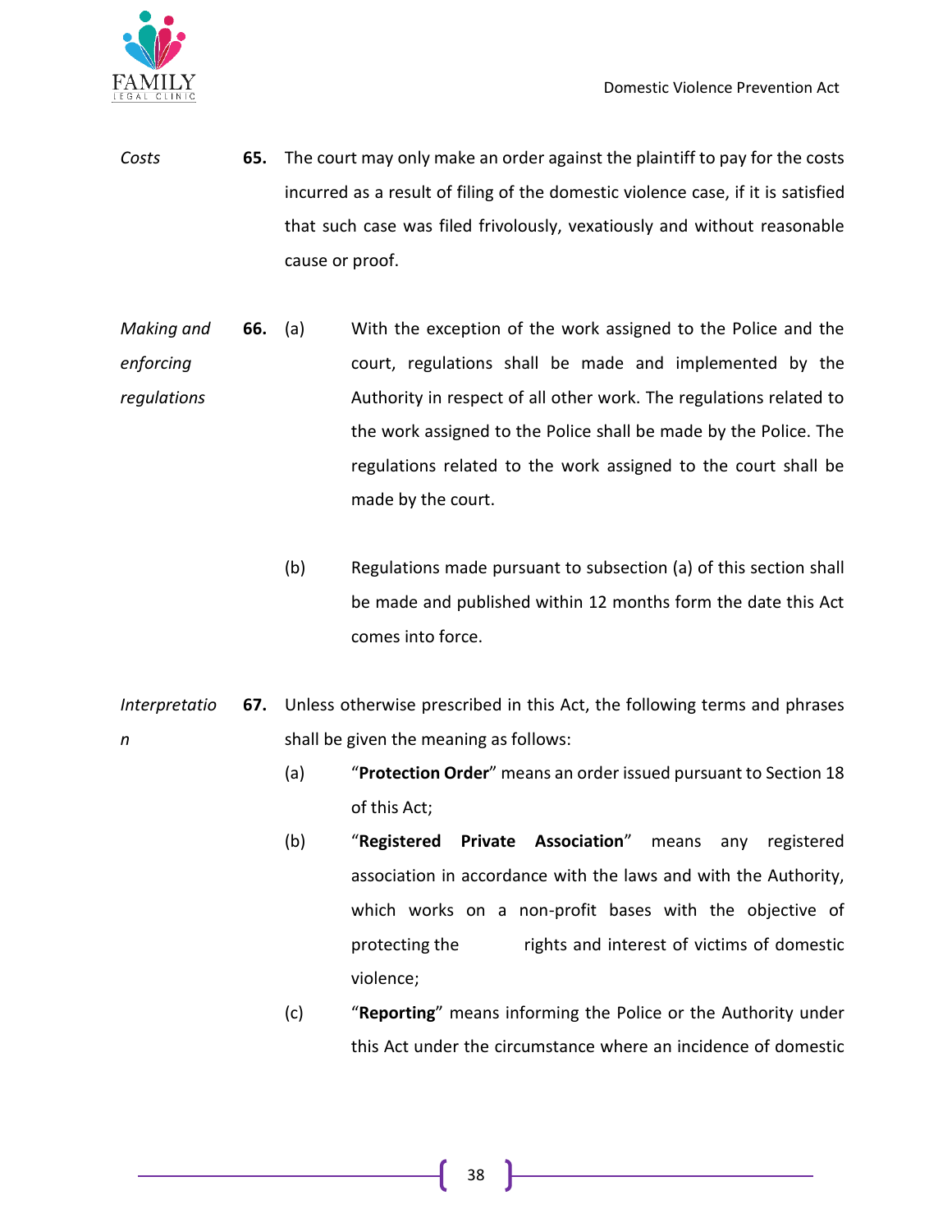*Costs* **65.** The court may only make an order against the plaintiff to pay for the costs incurred as a result of filing of the domestic violence case, if it is satisfied that such case was filed frivolously, vexatiously and without reasonable cause or proof.

*Making and enforcing regulations* **66.** (a) With the exception of the work assigned to the Police and the court, regulations shall be made and implemented by the Authority in respect of all other work. The regulations related to the work assigned to the Police shall be made by the Police. The regulations related to the work assigned to the court shall be made by the court.

(b) Regulations made pursuant to subsection (a) of this section shall be made and published within 12 months form the date this Act comes into force.

*Interpretation* **67.** Unless otherwise prescribed in this Act, the following terms and phrases shall be given the meaning as follows:

(a) "**Protection Order**" means an order issued pursuant to Section 18 of this Act;

(b) "**Registered Private Association**" means any registered association in accordance with the laws and with the Authority, which works on a non-profit bases with the objective of protecting the rights and interest of victims of domestic violence;

(c) "**Reporting**" means informing the Police or the Authority under this Act under the circumstance where an incidence of domestic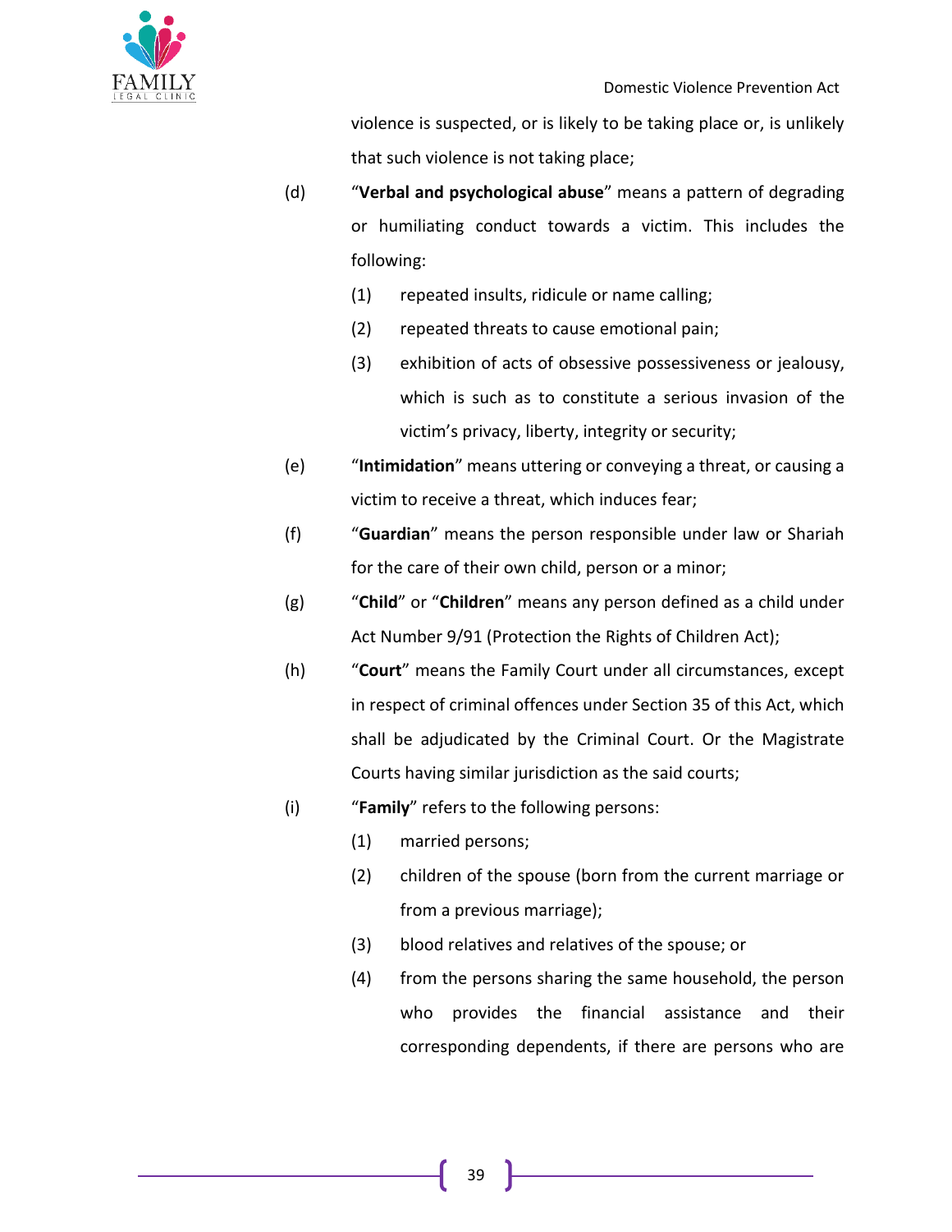violence is suspected, or is likely to be taking place or, is unlikely that such violence is not taking place;

(d) "**Verbal and psychological abuse**" means a pattern of degrading or humiliating conduct towards a victim. This includes the following:

   (1) repeated insults, ridicule or name calling;

   (2) repeated threats to cause emotional pain;

   (3) exhibition of acts of obsessive possessiveness or jealousy, which is such as to constitute a serious invasion of the victim's privacy, liberty, integrity or security;

(e) "**Intimidation**" means uttering or conveying a threat, or causing a victim to receive a threat, which induces fear;

(f) "**Guardian**" means the person responsible under law or Shariah for the care of their own child, person or a minor;

(g) "**Child**" or "**Children**" means any person defined as a child under Act Number 9/91 (Protection the Rights of Children Act);

(h) "**Court**" means the Family Court under all circumstances, except in respect of criminal offences under Section 35 of this Act, which shall be adjudicated by the Criminal Court. Or the Magistrate Courts having similar jurisdiction as the said courts;

(i) "**Family**" refers to the following persons:

   (1) married persons;

   (2) children of the spouse (born from the current marriage or from a previous marriage);

   (3) blood relatives and relatives of the spouse; or

   (4) from the persons sharing the same household, the person who provides the financial assistance and their corresponding dependents, if there are persons who are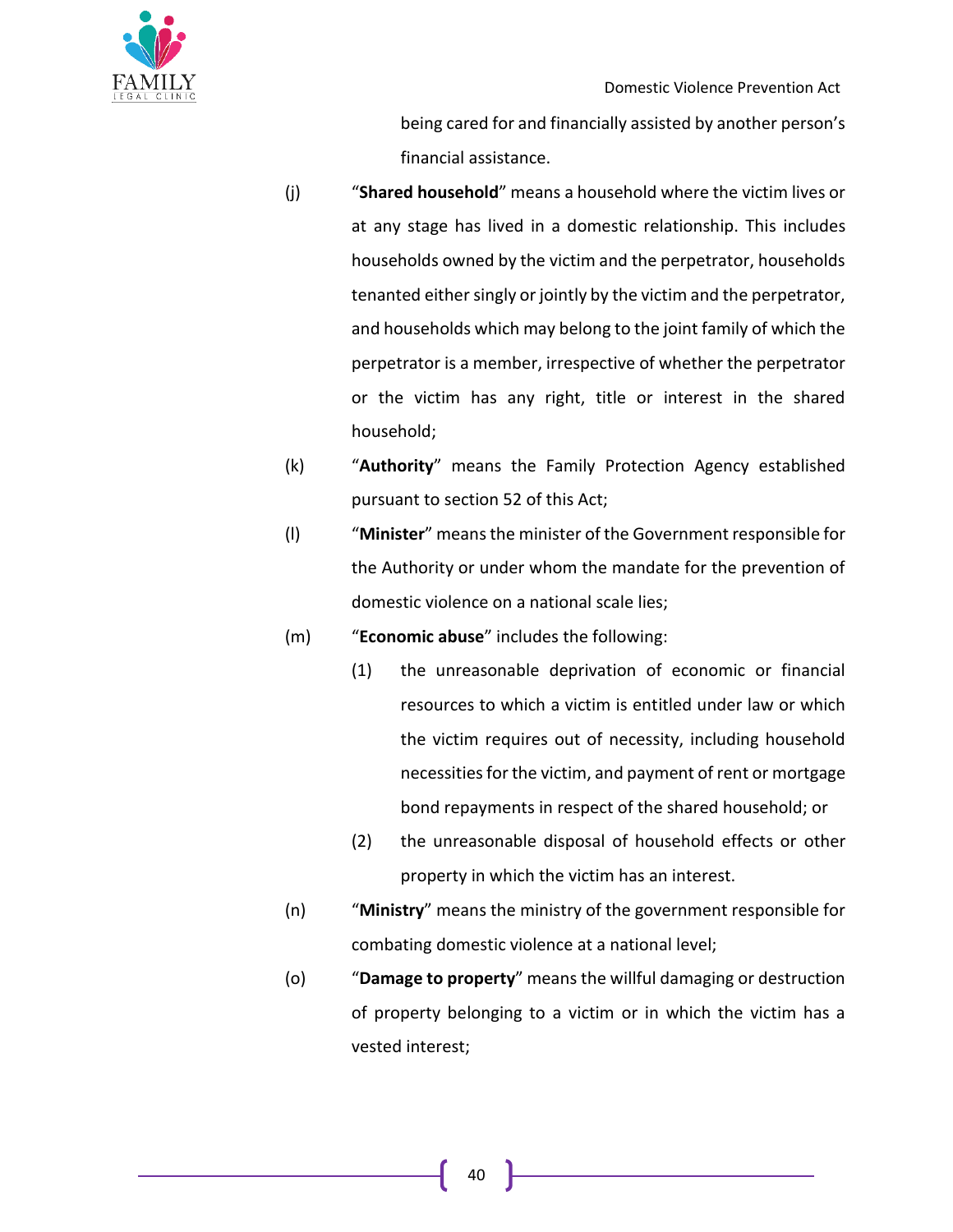being cared for and financially assisted by another person's financial assistance.

(j) "**Shared household**" means a household where the victim lives or at any stage has lived in a domestic relationship. This includes households owned by the victim and the perpetrator, households tenanted either singly or jointly by the victim and the perpetrator, and households which may belong to the joint family of which the perpetrator is a member, irrespective of whether the perpetrator or the victim has any right, title or interest in the shared household;

(k) "**Authority**" means the Family Protection Agency established pursuant to section 52 of this Act;

(l) "**Minister**" means the minister of the Government responsible for the Authority or under whom the mandate for the prevention of domestic violence on a national scale lies;

(m) "**Economic abuse**" includes the following:

 (1) the unreasonable deprivation of economic or financial resources to which a victim is entitled under law or which the victim requires out of necessity, including household necessities for the victim, and payment of rent or mortgage bond repayments in respect of the shared household; or

 (2) the unreasonable disposal of household effects or other property in which the victim has an interest.

(n) "**Ministry**" means the ministry of the government responsible for combating domestic violence at a national level;

(o) "**Damage to property**" means the willful damaging or destruction of property belonging to a victim or in which the victim has a vested interest;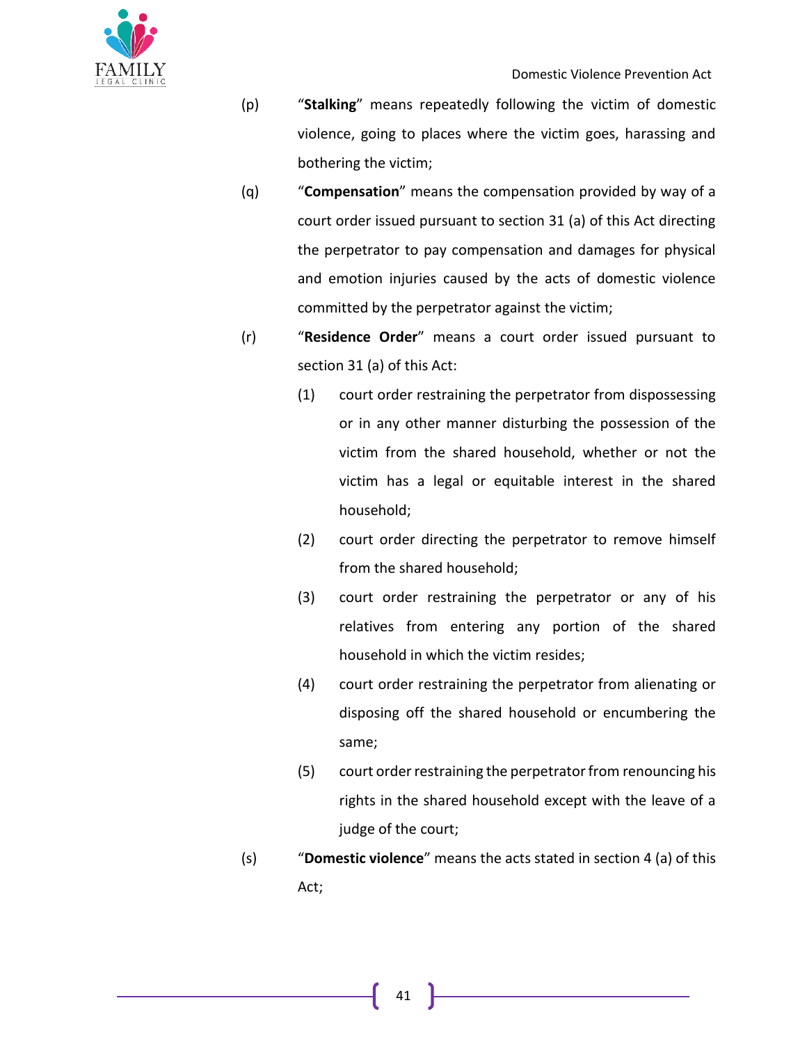(p) "**Stalking**" means repeatedly following the victim of domestic violence, going to places where the victim goes, harassing and bothering the victim;

(q) "**Compensation**" means the compensation provided by way of a court order issued pursuant to section 31 (a) of this Act directing the perpetrator to pay compensation and damages for physical and emotion injuries caused by the acts of domestic violence committed by the perpetrator against the victim;

(r) "**Residence Order**" means a court order issued pursuant to section 31 (a) of this Act:

   (1) court order restraining the perpetrator from dispossessing or in any other manner disturbing the possession of the victim from the shared household, whether or not the victim has a legal or equitable interest in the shared household;

   (2) court order directing the perpetrator to remove himself from the shared household;

   (3) court order restraining the perpetrator or any of his relatives from entering any portion of the shared household in which the victim resides;

   (4) court order restraining the perpetrator from alienating or disposing off the shared household or encumbering the same;

   (5) court order restraining the perpetrator from renouncing his rights in the shared household except with the leave of a judge of the court;

(s) "**Domestic violence**" means the acts stated in section 4 (a) of this Act;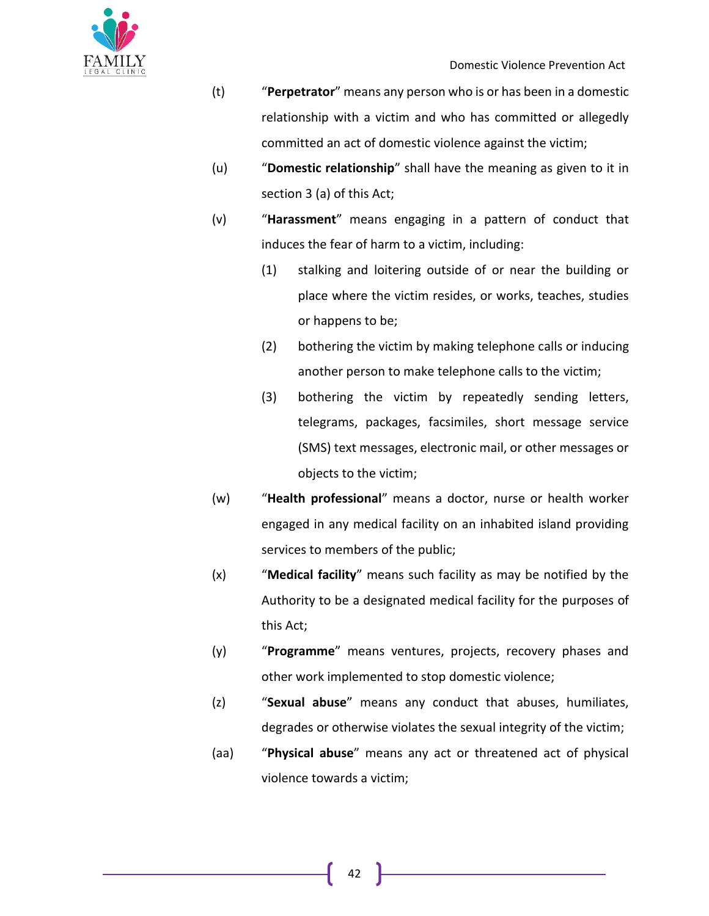(t) "**Perpetrator**" means any person who is or has been in a domestic relationship with a victim and who has committed or allegedly committed an act of domestic violence against the victim;

(u) "**Domestic relationship**" shall have the meaning as given to it in section 3 (a) of this Act;

(v) "**Harassment**" means engaging in a pattern of conduct that induces the fear of harm to a victim, including:

   (1) stalking and loitering outside of or near the building or place where the victim resides, or works, teaches, studies or happens to be;

   (2) bothering the victim by making telephone calls or inducing another person to make telephone calls to the victim;

   (3) bothering the victim by repeatedly sending letters, telegrams, packages, facsimiles, short message service (SMS) text messages, electronic mail, or other messages or objects to the victim;

(w) "**Health professional**" means a doctor, nurse or health worker engaged in any medical facility on an inhabited island providing services to members of the public;

(x) "**Medical facility**" means such facility as may be notified by the Authority to be a designated medical facility for the purposes of this Act;

(y) "**Programme**" means ventures, projects, recovery phases and other work implemented to stop domestic violence;

(z) "**Sexual abuse**" means any conduct that abuses, humiliates, degrades or otherwise violates the sexual integrity of the victim;

(aa) "**Physical abuse**" means any act or threatened act of physical violence towards a victim;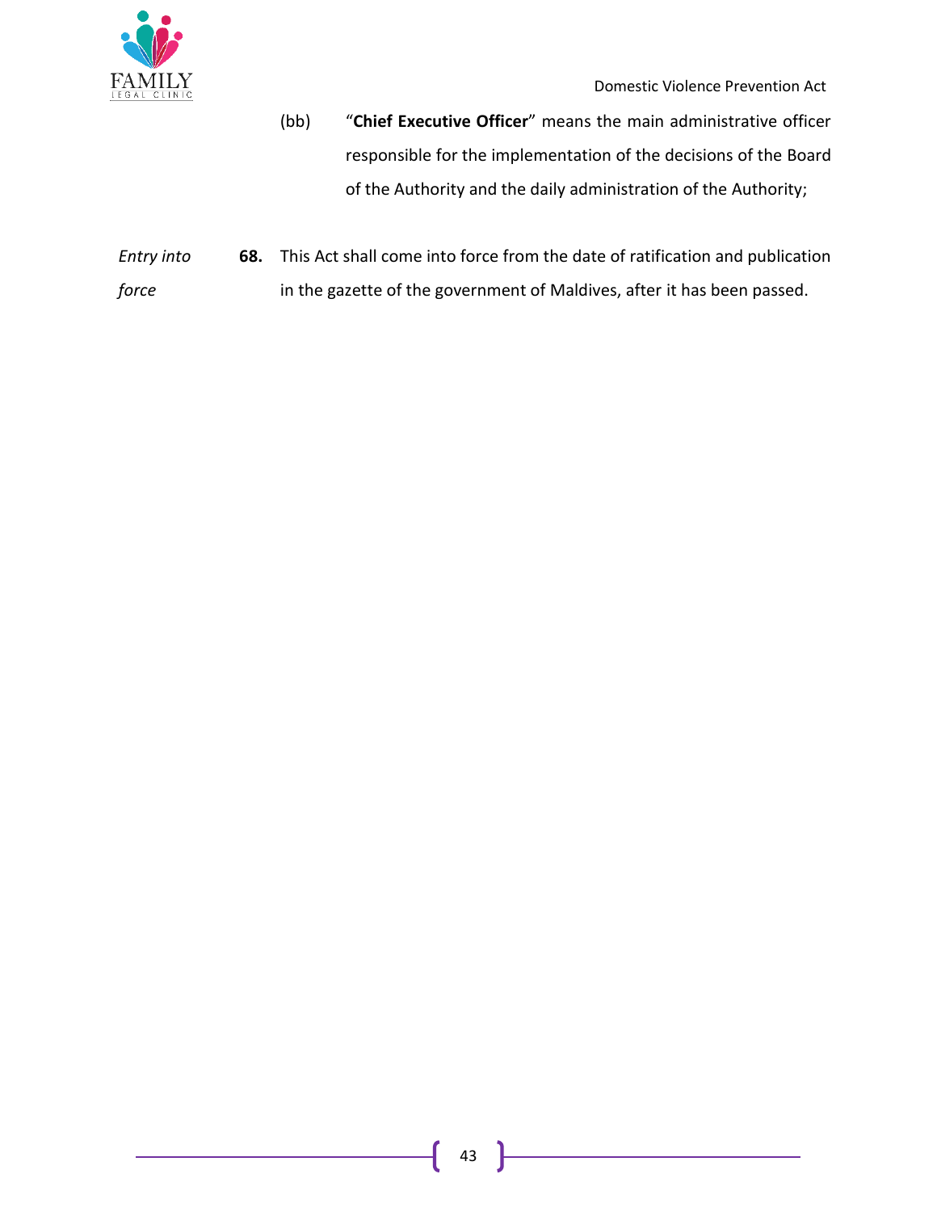(bb) "**Chief Executive Officer**" means the main administrative officer responsible for the implementation of the decisions of the Board of the Authority and the daily administration of the Authority;

*Entry into force*

**68.** This Act shall come into force from the date of ratification and publication in the gazette of the government of Maldives, after it has been passed.